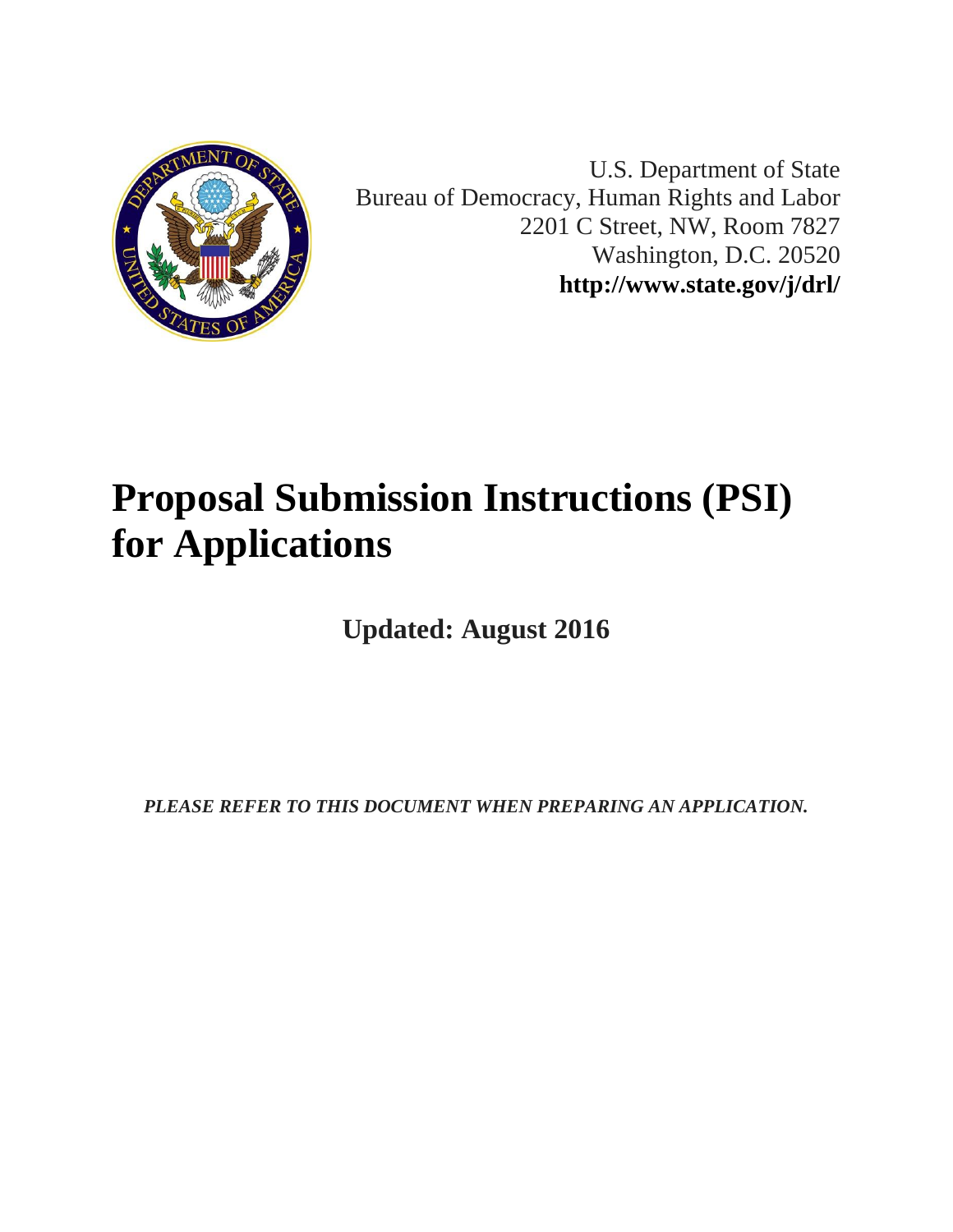U.S. Department of State
Bureau of Democracy, Human Rights and Labor
2201 C Street, NW, Room 7827
Washington, D.C. 20520
**http://www.state.gov/j/drl/**

# Proposal Submission Instructions (PSI) for Applications

**Updated: August 2016**

***PLEASE REFER TO THIS DOCUMENT WHEN PREPARING AN APPLICATION.***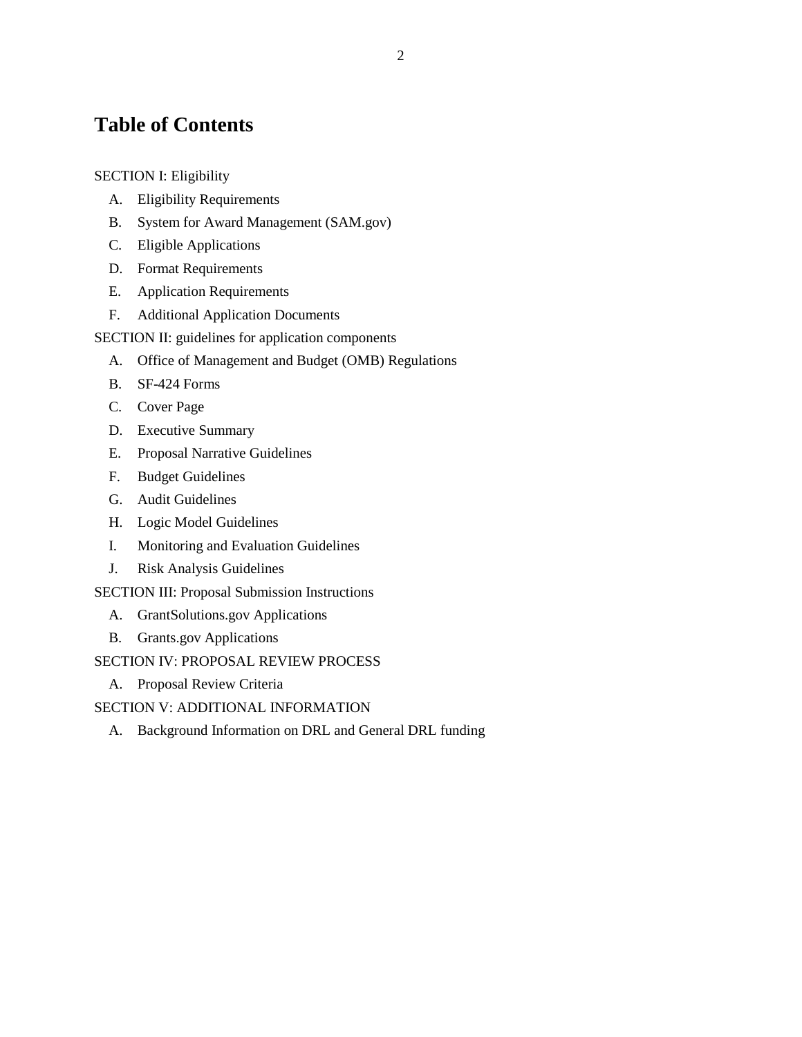# Table of Contents

SECTION I: Eligibility

A. Eligibility Requirements
B. System for Award Management (SAM.gov)
C. Eligible Applications
D. Format Requirements
E. Application Requirements
F. Additional Application Documents

SECTION II: guidelines for application components

A. Office of Management and Budget (OMB) Regulations
B. SF-424 Forms
C. Cover Page
D. Executive Summary
E. Proposal Narrative Guidelines
F. Budget Guidelines
G. Audit Guidelines
H. Logic Model Guidelines
I. Monitoring and Evaluation Guidelines
J. Risk Analysis Guidelines

SECTION III: Proposal Submission Instructions

A. GrantSolutions.gov Applications
B. Grants.gov Applications

SECTION IV: PROPOSAL REVIEW PROCESS

A. Proposal Review Criteria

SECTION V: ADDITIONAL INFORMATION

A. Background Information on DRL and General DRL funding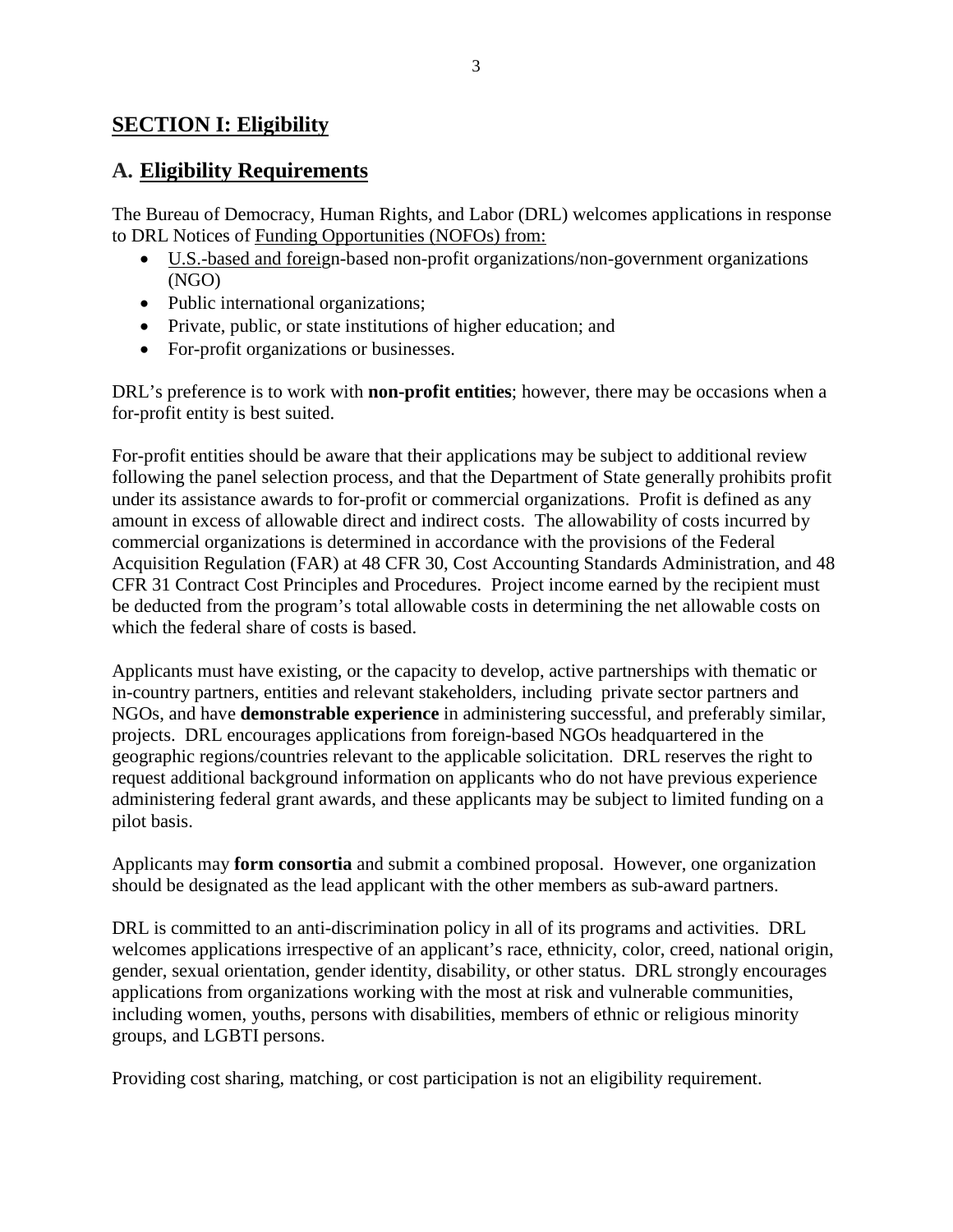# SECTION I: Eligibility

## A. Eligibility Requirements

The Bureau of Democracy, Human Rights, and Labor (DRL) welcomes applications in response to DRL Notices of Funding Opportunities (NOFOs) from:

- U.S.-based and foreign-based non-profit organizations/non-government organizations (NGO)
- Public international organizations;
- Private, public, or state institutions of higher education; and
- For-profit organizations or businesses.

DRL's preference is to work with **non-profit entities**; however, there may be occasions when a for-profit entity is best suited.

For-profit entities should be aware that their applications may be subject to additional review following the panel selection process, and that the Department of State generally prohibits profit under its assistance awards to for-profit or commercial organizations. Profit is defined as any amount in excess of allowable direct and indirect costs. The allowability of costs incurred by commercial organizations is determined in accordance with the provisions of the Federal Acquisition Regulation (FAR) at 48 CFR 30, Cost Accounting Standards Administration, and 48 CFR 31 Contract Cost Principles and Procedures. Project income earned by the recipient must be deducted from the program's total allowable costs in determining the net allowable costs on which the federal share of costs is based.

Applicants must have existing, or the capacity to develop, active partnerships with thematic or in-country partners, entities and relevant stakeholders, including private sector partners and NGOs, and have **demonstrable experience** in administering successful, and preferably similar, projects. DRL encourages applications from foreign-based NGOs headquartered in the geographic regions/countries relevant to the applicable solicitation. DRL reserves the right to request additional background information on applicants who do not have previous experience administering federal grant awards, and these applicants may be subject to limited funding on a pilot basis.

Applicants may **form consortia** and submit a combined proposal. However, one organization should be designated as the lead applicant with the other members as sub-award partners.

DRL is committed to an anti-discrimination policy in all of its programs and activities. DRL welcomes applications irrespective of an applicant's race, ethnicity, color, creed, national origin, gender, sexual orientation, gender identity, disability, or other status. DRL strongly encourages applications from organizations working with the most at risk and vulnerable communities, including women, youths, persons with disabilities, members of ethnic or religious minority groups, and LGBTI persons.

Providing cost sharing, matching, or cost participation is not an eligibility requirement.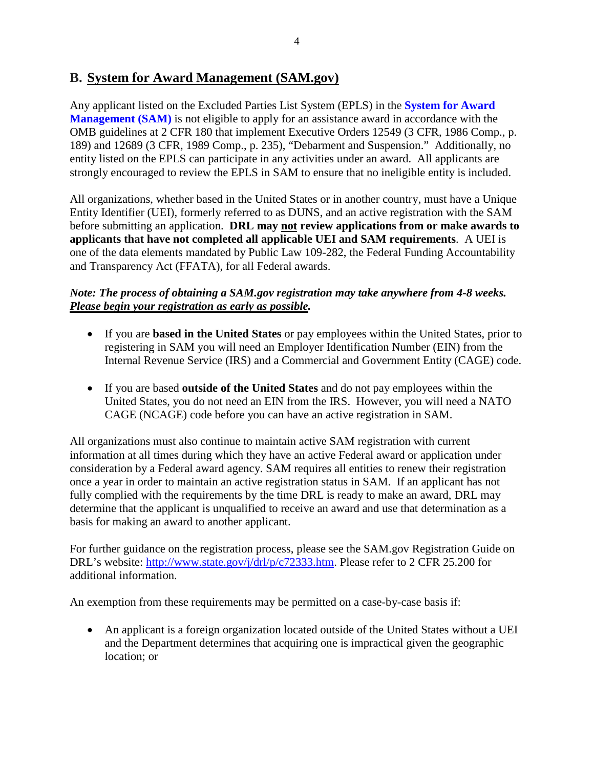## B. System for Award Management (SAM.gov)

Any applicant listed on the Excluded Parties List System (EPLS) in the **System for Award Management (SAM)** is not eligible to apply for an assistance award in accordance with the OMB guidelines at 2 CFR 180 that implement Executive Orders 12549 (3 CFR, 1986 Comp., p. 189) and 12689 (3 CFR, 1989 Comp., p. 235), "Debarment and Suspension." Additionally, no entity listed on the EPLS can participate in any activities under an award. All applicants are strongly encouraged to review the EPLS in SAM to ensure that no ineligible entity is included.

All organizations, whether based in the United States or in another country, must have a Unique Entity Identifier (UEI), formerly referred to as DUNS, and an active registration with the SAM before submitting an application. **DRL may <u>not</u> review applications from or make awards to applicants that have not completed all applicable UEI and SAM requirements**. A UEI is one of the data elements mandated by Public Law 109-282, the Federal Funding Accountability and Transparency Act (FFATA), for all Federal awards.

***Note: The process of obtaining a SAM.gov registration may take anywhere from 4-8 weeks. <u>Please begin your registration as early as possible</u>.***

- If you are **based in the United States** or pay employees within the United States, prior to registering in SAM you will need an Employer Identification Number (EIN) from the Internal Revenue Service (IRS) and a Commercial and Government Entity (CAGE) code.

- If you are based **outside of the United States** and do not pay employees within the United States, you do not need an EIN from the IRS. However, you will need a NATO CAGE (NCAGE) code before you can have an active registration in SAM.

All organizations must also continue to maintain active SAM registration with current information at all times during which they have an active Federal award or application under consideration by a Federal award agency. SAM requires all entities to renew their registration once a year in order to maintain an active registration status in SAM. If an applicant has not fully complied with the requirements by the time DRL is ready to make an award, DRL may determine that the applicant is unqualified to receive an award and use that determination as a basis for making an award to another applicant.

For further guidance on the registration process, please see the SAM.gov Registration Guide on DRL's website: http://www.state.gov/j/drl/p/c72333.htm. Please refer to 2 CFR 25.200 for additional information.

An exemption from these requirements may be permitted on a case-by-case basis if:

- An applicant is a foreign organization located outside of the United States without a UEI and the Department determines that acquiring one is impractical given the geographic location; or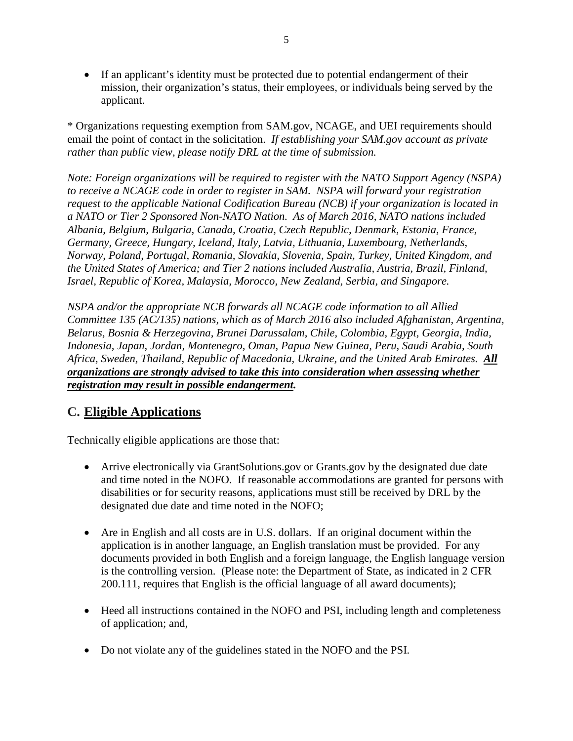- If an applicant's identity must be protected due to potential endangerment of their mission, their organization's status, their employees, or individuals being served by the applicant.

* Organizations requesting exemption from SAM.gov, NCAGE, and UEI requirements should email the point of contact in the solicitation. *If establishing your SAM.gov account as private rather than public view, please notify DRL at the time of submission.*

*Note: Foreign organizations will be required to register with the NATO Support Agency (NSPA) to receive a NCAGE code in order to register in SAM. NSPA will forward your registration request to the applicable National Codification Bureau (NCB) if your organization is located in a NATO or Tier 2 Sponsored Non-NATO Nation. As of March 2016, NATO nations included Albania, Belgium, Bulgaria, Canada, Croatia, Czech Republic, Denmark, Estonia, France, Germany, Greece, Hungary, Iceland, Italy, Latvia, Lithuania, Luxembourg, Netherlands, Norway, Poland, Portugal, Romania, Slovakia, Slovenia, Spain, Turkey, United Kingdom, and the United States of America; and Tier 2 nations included Australia, Austria, Brazil, Finland, Israel, Republic of Korea, Malaysia, Morocco, New Zealand, Serbia, and Singapore.*

*NSPA and/or the appropriate NCB forwards all NCAGE code information to all Allied Committee 135 (AC/135) nations, which as of March 2016 also included Afghanistan, Argentina, Belarus, Bosnia & Herzegovina, Brunei Darussalam, Chile, Colombia, Egypt, Georgia, India, Indonesia, Japan, Jordan, Montenegro, Oman, Papua New Guinea, Peru, Saudi Arabia, South Africa, Sweden, Thailand, Republic of Macedonia, Ukraine, and the United Arab Emirates.* ***All organizations are strongly advised to take this into consideration when assessing whether registration may result in possible endangerment.***

## C. Eligible Applications

Technically eligible applications are those that:

- Arrive electronically via GrantSolutions.gov or Grants.gov by the designated due date and time noted in the NOFO. If reasonable accommodations are granted for persons with disabilities or for security reasons, applications must still be received by DRL by the designated due date and time noted in the NOFO;

- Are in English and all costs are in U.S. dollars. If an original document within the application is in another language, an English translation must be provided. For any documents provided in both English and a foreign language, the English language version is the controlling version. (Please note: the Department of State, as indicated in 2 CFR 200.111, requires that English is the official language of all award documents);

- Heed all instructions contained in the NOFO and PSI, including length and completeness of application; and,

- Do not violate any of the guidelines stated in the NOFO and the PSI.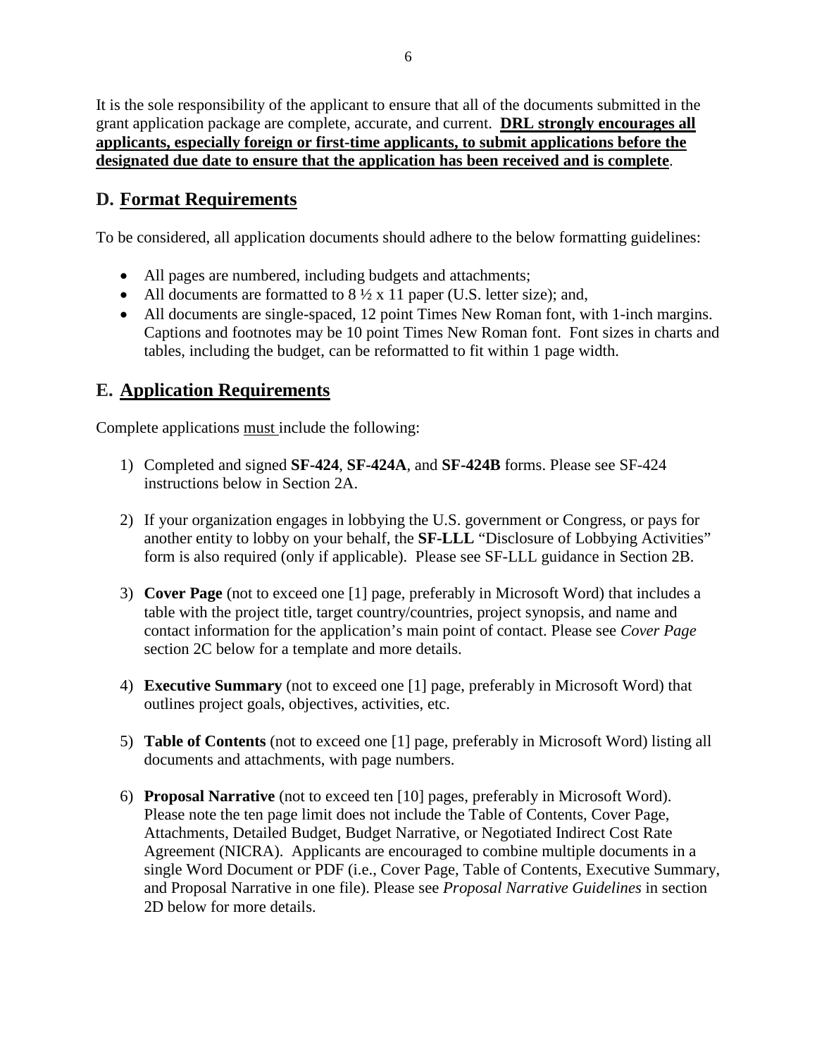It is the sole responsibility of the applicant to ensure that all of the documents submitted in the grant application package are complete, accurate, and current. **DRL strongly encourages all applicants, especially foreign or first-time applicants, to submit applications before the designated due date to ensure that the application has been received and is complete**.

## D. Format Requirements

To be considered, all application documents should adhere to the below formatting guidelines:

- All pages are numbered, including budgets and attachments;
- All documents are formatted to 8 ½ x 11 paper (U.S. letter size); and,
- All documents are single-spaced, 12 point Times New Roman font, with 1-inch margins. Captions and footnotes may be 10 point Times New Roman font. Font sizes in charts and tables, including the budget, can be reformatted to fit within 1 page width.

## E. Application Requirements

Complete applications must include the following:

1) Completed and signed **SF-424**, **SF-424A**, and **SF-424B** forms. Please see SF-424 instructions below in Section 2A.

2) If your organization engages in lobbying the U.S. government or Congress, or pays for another entity to lobby on your behalf, the **SF-LLL** "Disclosure of Lobbying Activities" form is also required (only if applicable). Please see SF-LLL guidance in Section 2B.

3) **Cover Page** (not to exceed one [1] page, preferably in Microsoft Word) that includes a table with the project title, target country/countries, project synopsis, and name and contact information for the application's main point of contact. Please see *Cover Page* section 2C below for a template and more details.

4) **Executive Summary** (not to exceed one [1] page, preferably in Microsoft Word) that outlines project goals, objectives, activities, etc.

5) **Table of Contents** (not to exceed one [1] page, preferably in Microsoft Word) listing all documents and attachments, with page numbers.

6) **Proposal Narrative** (not to exceed ten [10] pages, preferably in Microsoft Word). Please note the ten page limit does not include the Table of Contents, Cover Page, Attachments, Detailed Budget, Budget Narrative, or Negotiated Indirect Cost Rate Agreement (NICRA). Applicants are encouraged to combine multiple documents in a single Word Document or PDF (i.e., Cover Page, Table of Contents, Executive Summary, and Proposal Narrative in one file). Please see *Proposal Narrative Guidelines* in section 2D below for more details.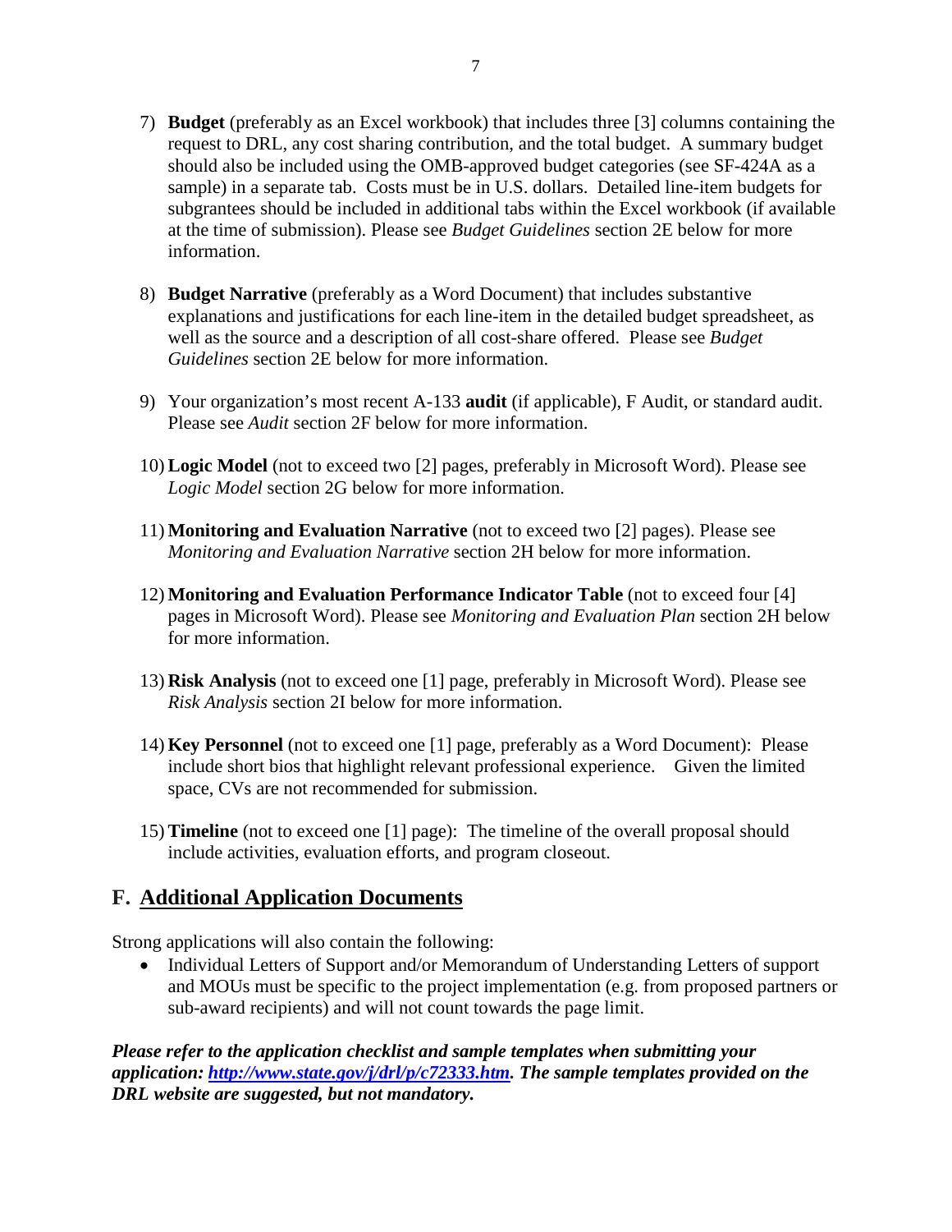7) **Budget** (preferably as an Excel workbook) that includes three [3] columns containing the request to DRL, any cost sharing contribution, and the total budget. A summary budget should also be included using the OMB-approved budget categories (see SF-424A as a sample) in a separate tab. Costs must be in U.S. dollars. Detailed line-item budgets for subgrantees should be included in additional tabs within the Excel workbook (if available at the time of submission). Please see *Budget Guidelines* section 2E below for more information.

8) **Budget Narrative** (preferably as a Word Document) that includes substantive explanations and justifications for each line-item in the detailed budget spreadsheet, as well as the source and a description of all cost-share offered. Please see *Budget Guidelines* section 2E below for more information.

9) Your organization's most recent A-133 **audit** (if applicable), F Audit, or standard audit. Please see *Audit* section 2F below for more information.

10) **Logic Model** (not to exceed two [2] pages, preferably in Microsoft Word). Please see *Logic Model* section 2G below for more information.

11) **Monitoring and Evaluation Narrative** (not to exceed two [2] pages). Please see *Monitoring and Evaluation Narrative* section 2H below for more information.

12) **Monitoring and Evaluation Performance Indicator Table** (not to exceed four [4] pages in Microsoft Word). Please see *Monitoring and Evaluation Plan* section 2H below for more information.

13) **Risk Analysis** (not to exceed one [1] page, preferably in Microsoft Word). Please see *Risk Analysis* section 2I below for more information.

14) **Key Personnel** (not to exceed one [1] page, preferably as a Word Document): Please include short bios that highlight relevant professional experience. Given the limited space, CVs are not recommended for submission.

15) **Timeline** (not to exceed one [1] page): The timeline of the overall proposal should include activities, evaluation efforts, and program closeout.

## F. Additional Application Documents

Strong applications will also contain the following:

- Individual Letters of Support and/or Memorandum of Understanding Letters of support and MOUs must be specific to the project implementation (e.g. from proposed partners or sub-award recipients) and will not count towards the page limit.

***Please refer to the application checklist and sample templates when submitting your application: [http://www.state.gov/j/drl/p/c72333.htm](http://www.state.gov/j/drl/p/c72333.htm). The sample templates provided on the DRL website are suggested, but not mandatory.***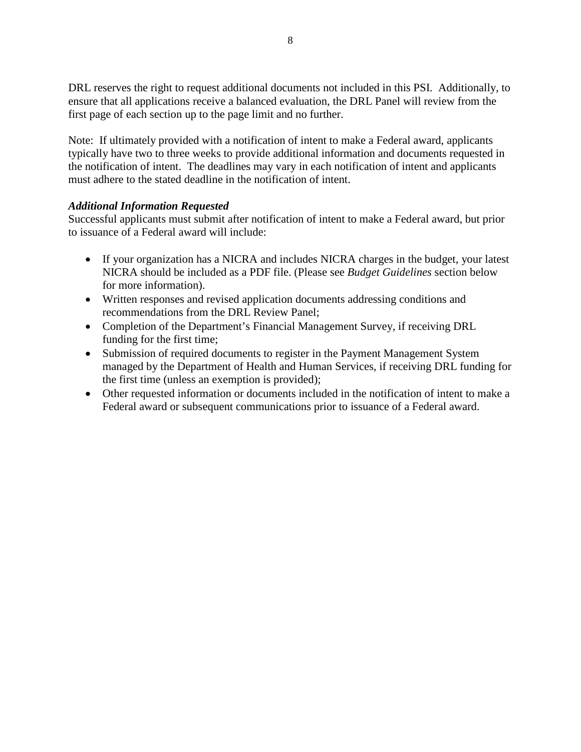DRL reserves the right to request additional documents not included in this PSI. Additionally, to ensure that all applications receive a balanced evaluation, the DRL Panel will review from the first page of each section up to the page limit and no further.

Note: If ultimately provided with a notification of intent to make a Federal award, applicants typically have two to three weeks to provide additional information and documents requested in the notification of intent. The deadlines may vary in each notification of intent and applicants must adhere to the stated deadline in the notification of intent.

***Additional Information Requested***

Successful applicants must submit after notification of intent to make a Federal award, but prior to issuance of a Federal award will include:

- If your organization has a NICRA and includes NICRA charges in the budget, your latest NICRA should be included as a PDF file. (Please see *Budget Guidelines* section below for more information).
- Written responses and revised application documents addressing conditions and recommendations from the DRL Review Panel;
- Completion of the Department's Financial Management Survey, if receiving DRL funding for the first time;
- Submission of required documents to register in the Payment Management System managed by the Department of Health and Human Services, if receiving DRL funding for the first time (unless an exemption is provided);
- Other requested information or documents included in the notification of intent to make a Federal award or subsequent communications prior to issuance of a Federal award.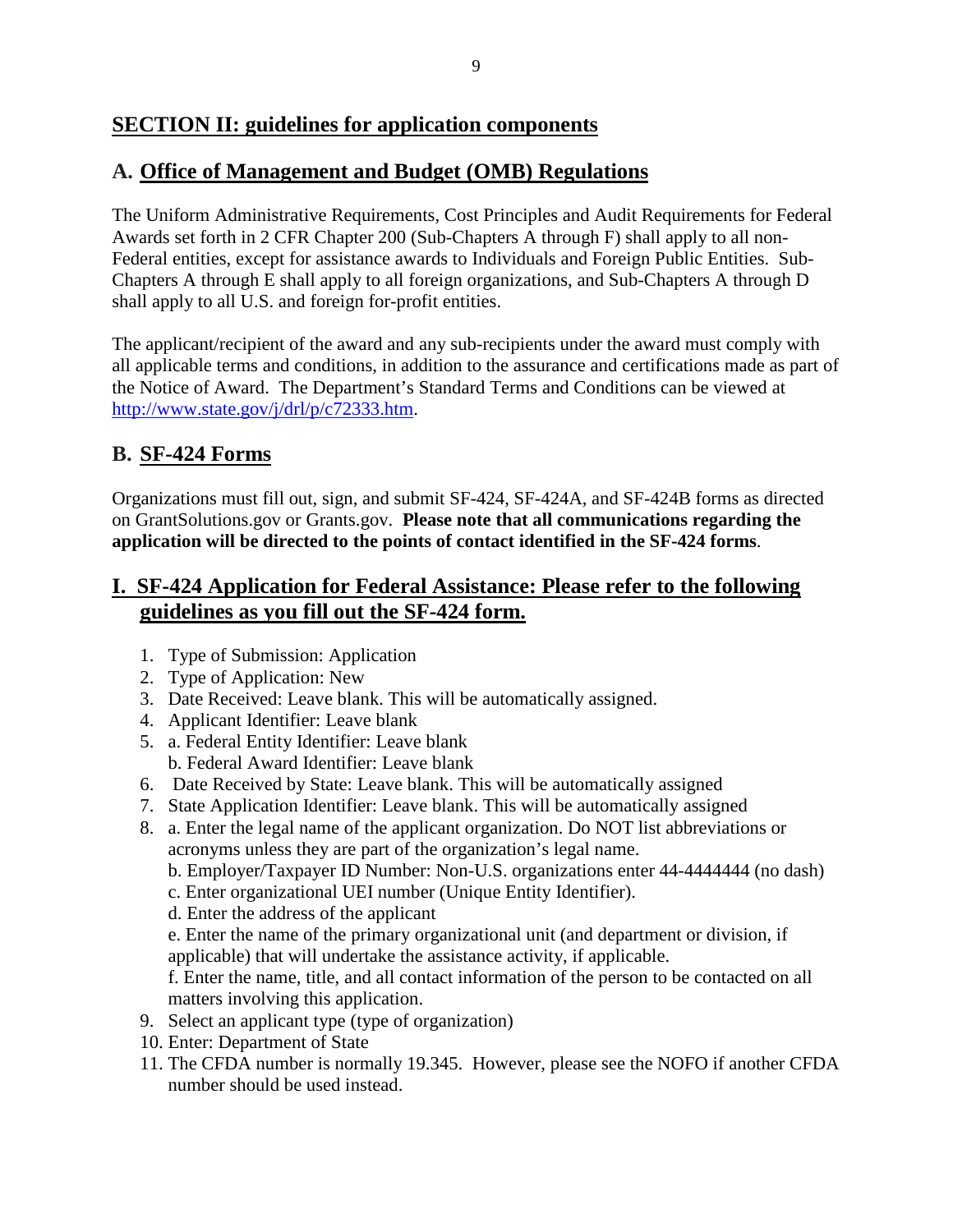## SECTION II: guidelines for application components

### A. Office of Management and Budget (OMB) Regulations

The Uniform Administrative Requirements, Cost Principles and Audit Requirements for Federal Awards set forth in 2 CFR Chapter 200 (Sub-Chapters A through F) shall apply to all non-Federal entities, except for assistance awards to Individuals and Foreign Public Entities. Sub-Chapters A through E shall apply to all foreign organizations, and Sub-Chapters A through D shall apply to all U.S. and foreign for-profit entities.

The applicant/recipient of the award and any sub-recipients under the award must comply with all applicable terms and conditions, in addition to the assurance and certifications made as part of the Notice of Award. The Department's Standard Terms and Conditions can be viewed at http://www.state.gov/j/drl/p/c72333.htm.

### B. SF-424 Forms

Organizations must fill out, sign, and submit SF-424, SF-424A, and SF-424B forms as directed on GrantSolutions.gov or Grants.gov. **Please note that all communications regarding the application will be directed to the points of contact identified in the SF-424 forms**.

### I. SF-424 Application for Federal Assistance: Please refer to the following guidelines as you fill out the SF-424 form.

1. Type of Submission: Application
2. Type of Application: New
3. Date Received: Leave blank. This will be automatically assigned.
4. Applicant Identifier: Leave blank
5. a. Federal Entity Identifier: Leave blank
   b. Federal Award Identifier: Leave blank
6. Date Received by State: Leave blank. This will be automatically assigned
7. State Application Identifier: Leave blank. This will be automatically assigned
8. a. Enter the legal name of the applicant organization. Do NOT list abbreviations or acronyms unless they are part of the organization's legal name.
   b. Employer/Taxpayer ID Number: Non-U.S. organizations enter 44-4444444 (no dash)
   c. Enter organizational UEI number (Unique Entity Identifier).
   d. Enter the address of the applicant
   e. Enter the name of the primary organizational unit (and department or division, if applicable) that will undertake the assistance activity, if applicable.
   f. Enter the name, title, and all contact information of the person to be contacted on all matters involving this application.
9. Select an applicant type (type of organization)
10. Enter: Department of State
11. The CFDA number is normally 19.345. However, please see the NOFO if another CFDA number should be used instead.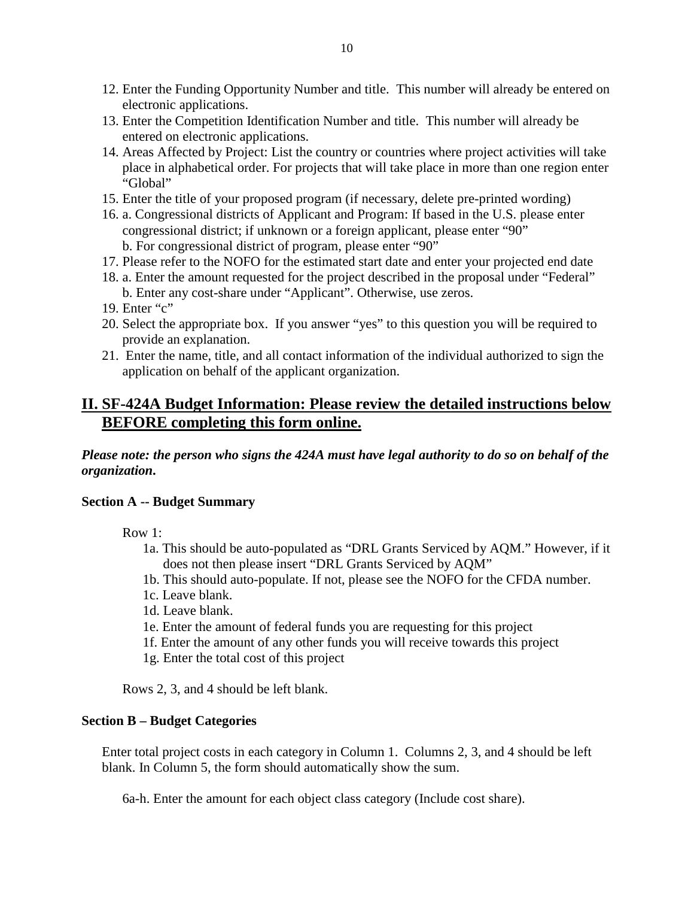12. Enter the Funding Opportunity Number and title. This number will already be entered on electronic applications.
13. Enter the Competition Identification Number and title. This number will already be entered on electronic applications.
14. Areas Affected by Project: List the country or countries where project activities will take place in alphabetical order. For projects that will take place in more than one region enter "Global"
15. Enter the title of your proposed program (if necessary, delete pre-printed wording)
16. a. Congressional districts of Applicant and Program: If based in the U.S. please enter congressional district; if unknown or a foreign applicant, please enter "90"
    b. For congressional district of program, please enter "90"
17. Please refer to the NOFO for the estimated start date and enter your projected end date
18. a. Enter the amount requested for the project described in the proposal under "Federal"
    b. Enter any cost-share under "Applicant". Otherwise, use zeros.
19. Enter "c"
20. Select the appropriate box. If you answer "yes" to this question you will be required to provide an explanation.
21. Enter the name, title, and all contact information of the individual authorized to sign the application on behalf of the applicant organization.

## II. SF-424A Budget Information: Please review the detailed instructions below BEFORE completing this form online.

***Please note: the person who signs the 424A must have legal authority to do so on behalf of the organization.***

**Section A -- Budget Summary**

Row 1:

- 1a. This should be auto-populated as "DRL Grants Serviced by AQM." However, if it does not then please insert "DRL Grants Serviced by AQM"
- 1b. This should auto-populate. If not, please see the NOFO for the CFDA number.
- 1c. Leave blank.
- 1d. Leave blank.
- 1e. Enter the amount of federal funds you are requesting for this project
- 1f. Enter the amount of any other funds you will receive towards this project
- 1g. Enter the total cost of this project

Rows 2, 3, and 4 should be left blank.

**Section B – Budget Categories**

Enter total project costs in each category in Column 1. Columns 2, 3, and 4 should be left blank. In Column 5, the form should automatically show the sum.

6a-h. Enter the amount for each object class category (Include cost share).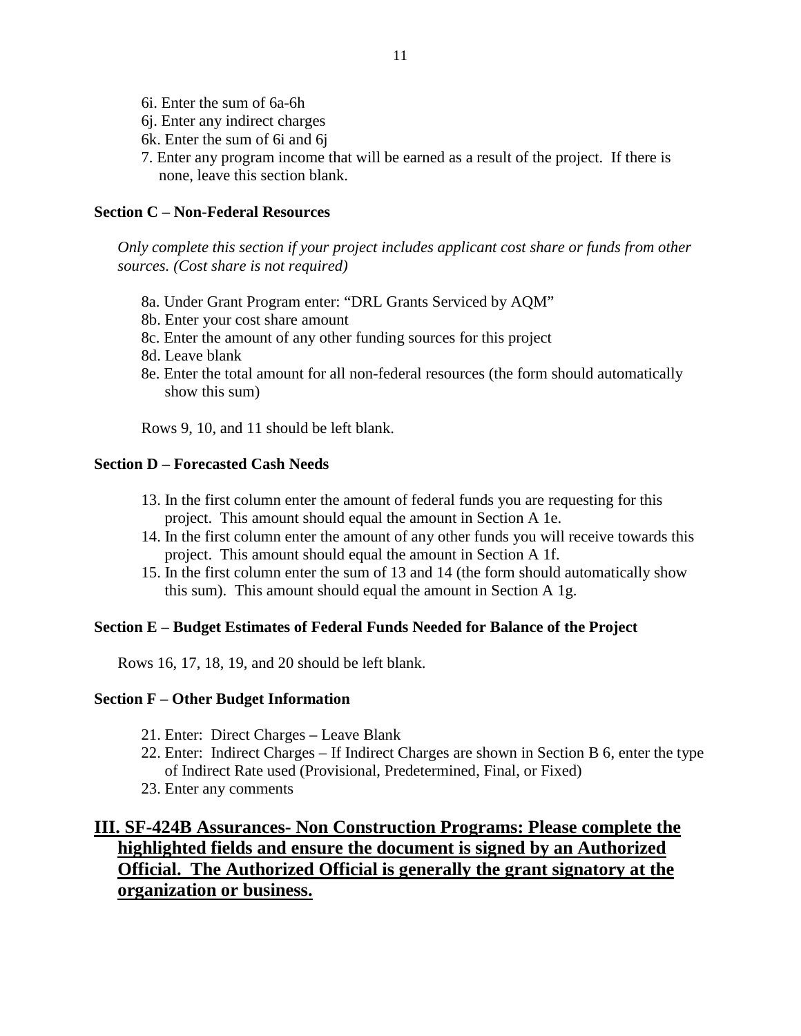6i. Enter the sum of 6a-6h
6j. Enter any indirect charges
6k. Enter the sum of 6i and 6j
7. Enter any program income that will be earned as a result of the project. If there is none, leave this section blank.

**Section C – Non-Federal Resources**

*Only complete this section if your project includes applicant cost share or funds from other sources. (Cost share is not required)*

8a. Under Grant Program enter: "DRL Grants Serviced by AQM"
8b. Enter your cost share amount
8c. Enter the amount of any other funding sources for this project
8d. Leave blank
8e. Enter the total amount for all non-federal resources (the form should automatically show this sum)

Rows 9, 10, and 11 should be left blank.

**Section D – Forecasted Cash Needs**

13. In the first column enter the amount of federal funds you are requesting for this project. This amount should equal the amount in Section A 1e.
14. In the first column enter the amount of any other funds you will receive towards this project. This amount should equal the amount in Section A 1f.
15. In the first column enter the sum of 13 and 14 (the form should automatically show this sum). This amount should equal the amount in Section A 1g.

**Section E – Budget Estimates of Federal Funds Needed for Balance of the Project**

Rows 16, 17, 18, 19, and 20 should be left blank.

**Section F – Other Budget Information**

21. Enter: Direct Charges **–** Leave Blank
22. Enter: Indirect Charges – If Indirect Charges are shown in Section B 6, enter the type of Indirect Rate used (Provisional, Predetermined, Final, or Fixed)
23. Enter any comments

## III. SF-424B Assurances- Non Construction Programs: Please complete the highlighted fields and ensure the document is signed by an Authorized Official. The Authorized Official is generally the grant signatory at the organization or business.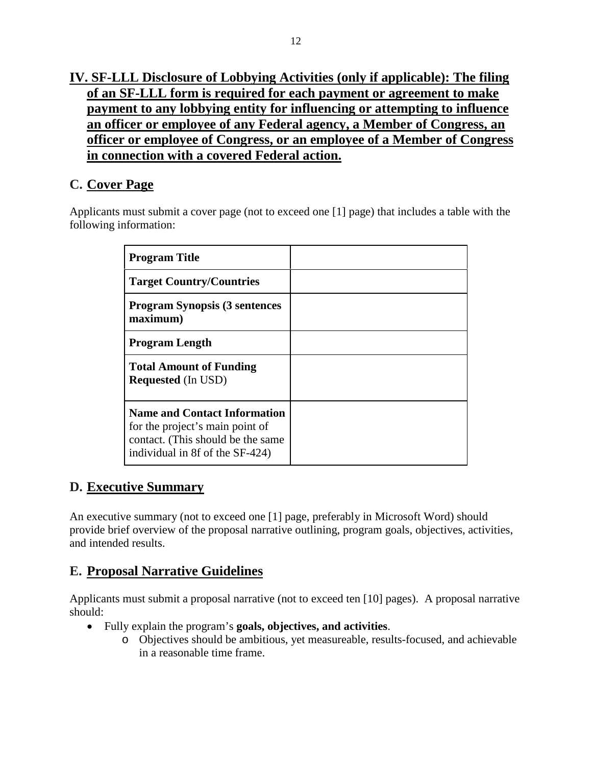**IV. SF-LLL Disclosure of Lobbying Activities (only if applicable): The filing of an SF-LLL form is required for each payment or agreement to make payment to any lobbying entity for influencing or attempting to influence an officer or employee of any Federal agency, a Member of Congress, an officer or employee of Congress, or an employee of a Member of Congress in connection with a covered Federal action.**

## C. Cover Page

Applicants must submit a cover page (not to exceed one [1] page) that includes a table with the following information:

| | |
|---|---|
| **Program Title** | |
| **Target Country/Countries** | |
| **Program Synopsis (3 sentences maximum)** | |
| **Program Length** | |
| **Total Amount of Funding Requested** (In USD) | |
| **Name and Contact Information** for the project's main point of contact. (This should be the same individual in 8f of the SF-424) | |

## D. Executive Summary

An executive summary (not to exceed one [1] page, preferably in Microsoft Word) should provide brief overview of the proposal narrative outlining, program goals, objectives, activities, and intended results.

## E. Proposal Narrative Guidelines

Applicants must submit a proposal narrative (not to exceed ten [10] pages). A proposal narrative should:

- Fully explain the program's **goals, objectives, and activities**.
  - Objectives should be ambitious, yet measureable, results-focused, and achievable in a reasonable time frame.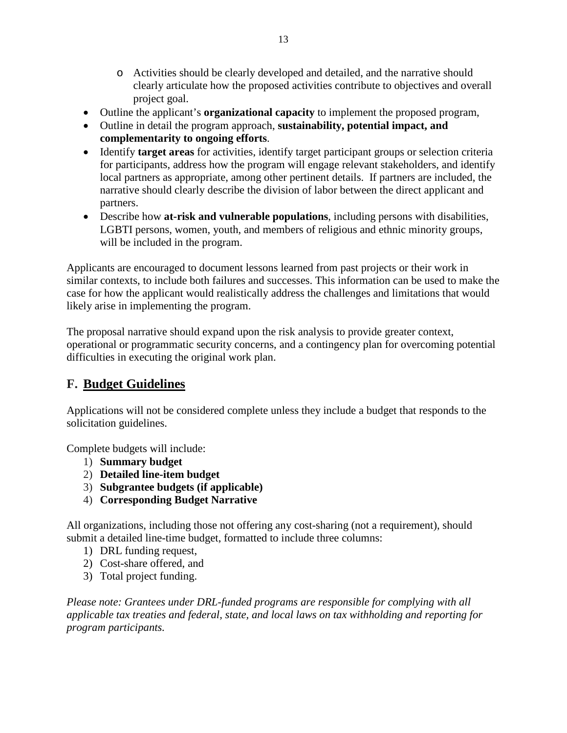- Activities should be clearly developed and detailed, and the narrative should clearly articulate how the proposed activities contribute to objectives and overall project goal.
- Outline the applicant's **organizational capacity** to implement the proposed program,
- Outline in detail the program approach, **sustainability, potential impact, and complementarity to ongoing efforts**.
- Identify **target areas** for activities, identify target participant groups or selection criteria for participants, address how the program will engage relevant stakeholders, and identify local partners as appropriate, among other pertinent details. If partners are included, the narrative should clearly describe the division of labor between the direct applicant and partners.
- Describe how **at-risk and vulnerable populations**, including persons with disabilities, LGBTI persons, women, youth, and members of religious and ethnic minority groups, will be included in the program.

Applicants are encouraged to document lessons learned from past projects or their work in similar contexts, to include both failures and successes. This information can be used to make the case for how the applicant would realistically address the challenges and limitations that would likely arise in implementing the program.

The proposal narrative should expand upon the risk analysis to provide greater context, operational or programmatic security concerns, and a contingency plan for overcoming potential difficulties in executing the original work plan.

## F. Budget Guidelines

Applications will not be considered complete unless they include a budget that responds to the solicitation guidelines.

Complete budgets will include:

1) **Summary budget**
2) **Detailed line-item budget**
3) **Subgrantee budgets (if applicable)**
4) **Corresponding Budget Narrative**

All organizations, including those not offering any cost-sharing (not a requirement), should submit a detailed line-time budget, formatted to include three columns:

1) DRL funding request,
2) Cost-share offered, and
3) Total project funding.

*Please note: Grantees under DRL-funded programs are responsible for complying with all applicable tax treaties and federal, state, and local laws on tax withholding and reporting for program participants.*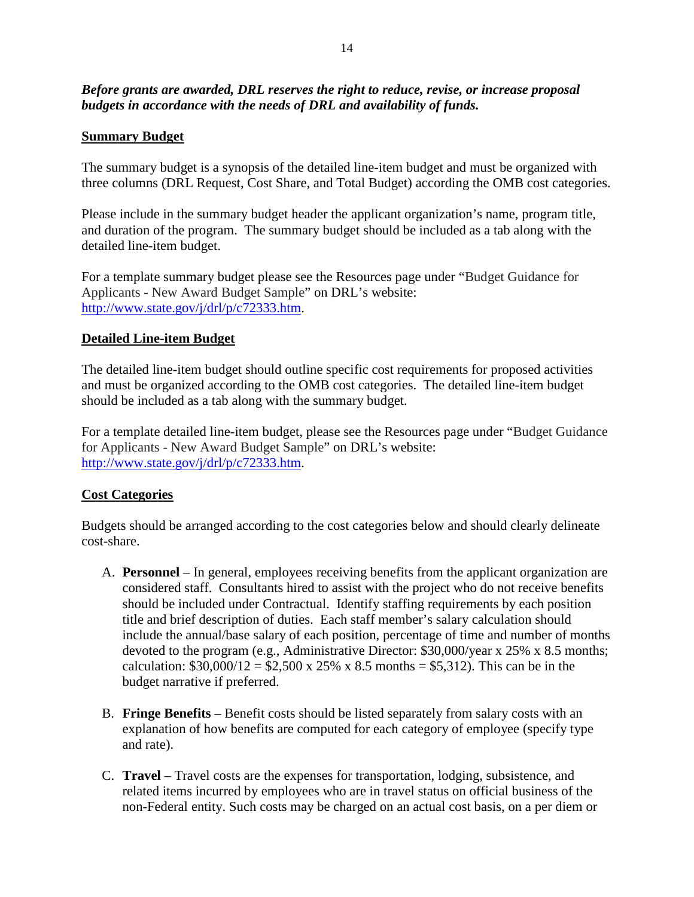***Before grants are awarded, DRL reserves the right to reduce, revise, or increase proposal budgets in accordance with the needs of DRL and availability of funds.***

## Summary Budget

The summary budget is a synopsis of the detailed line-item budget and must be organized with three columns (DRL Request, Cost Share, and Total Budget) according the OMB cost categories.

Please include in the summary budget header the applicant organization's name, program title, and duration of the program. The summary budget should be included as a tab along with the detailed line-item budget.

For a template summary budget please see the Resources page under "Budget Guidance for Applicants - New Award Budget Sample" on DRL's website: [http://www.state.gov/j/drl/p/c72333.htm](http://www.state.gov/j/drl/p/c72333.htm).

## Detailed Line-item Budget

The detailed line-item budget should outline specific cost requirements for proposed activities and must be organized according to the OMB cost categories. The detailed line-item budget should be included as a tab along with the summary budget.

For a template detailed line-item budget, please see the Resources page under "Budget Guidance for Applicants - New Award Budget Sample" on DRL's website: [http://www.state.gov/j/drl/p/c72333.htm](http://www.state.gov/j/drl/p/c72333.htm).

## Cost Categories

Budgets should be arranged according to the cost categories below and should clearly delineate cost-share.

A. **Personnel** – In general, employees receiving benefits from the applicant organization are considered staff. Consultants hired to assist with the project who do not receive benefits should be included under Contractual. Identify staffing requirements by each position title and brief description of duties. Each staff member's salary calculation should include the annual/base salary of each position, percentage of time and number of months devoted to the program (e.g., Administrative Director: $30,000/year x 25% x 8.5 months; calculation: $30,000/12 = $2,500 x 25% x 8.5 months = $5,312). This can be in the budget narrative if preferred.

B. **Fringe Benefits** – Benefit costs should be listed separately from salary costs with an explanation of how benefits are computed for each category of employee (specify type and rate).

C. **Travel** – Travel costs are the expenses for transportation, lodging, subsistence, and related items incurred by employees who are in travel status on official business of the non-Federal entity. Such costs may be charged on an actual cost basis, on a per diem or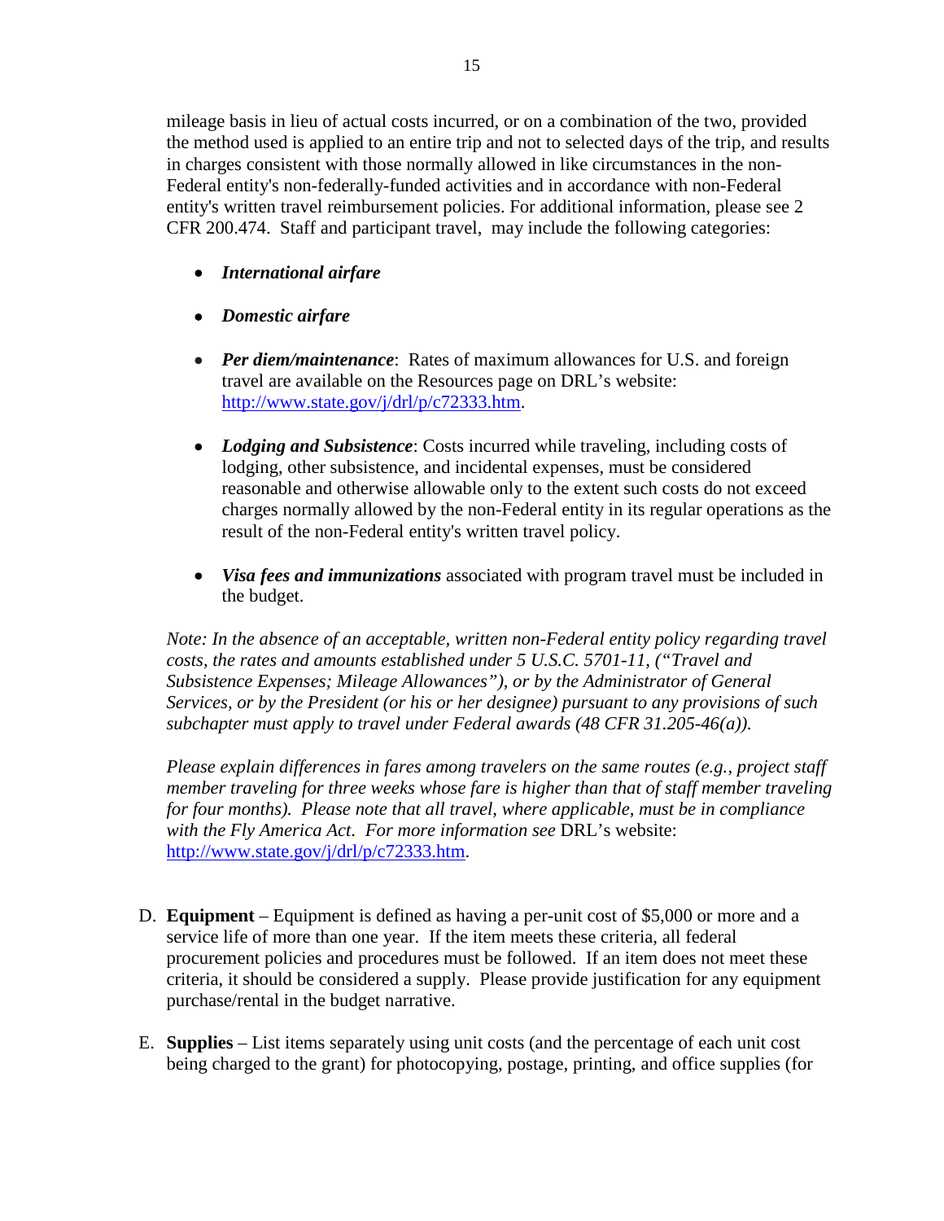mileage basis in lieu of actual costs incurred, or on a combination of the two, provided the method used is applied to an entire trip and not to selected days of the trip, and results in charges consistent with those normally allowed in like circumstances in the non-Federal entity's non-federally-funded activities and in accordance with non-Federal entity's written travel reimbursement policies. For additional information, please see 2 CFR 200.474. Staff and participant travel, may include the following categories:

- ***International airfare***
- ***Domestic airfare***
- ***Per diem/maintenance***: Rates of maximum allowances for U.S. and foreign travel are available on the Resources page on DRL's website: http://www.state.gov/j/drl/p/c72333.htm.
- ***Lodging and Subsistence***: Costs incurred while traveling, including costs of lodging, other subsistence, and incidental expenses, must be considered reasonable and otherwise allowable only to the extent such costs do not exceed charges normally allowed by the non-Federal entity in its regular operations as the result of the non-Federal entity's written travel policy.
- ***Visa fees and immunizations*** associated with program travel must be included in the budget.

*Note: In the absence of an acceptable, written non-Federal entity policy regarding travel costs, the rates and amounts established under 5 U.S.C. 5701-11, ("Travel and Subsistence Expenses; Mileage Allowances"), or by the Administrator of General Services, or by the President (or his or her designee) pursuant to any provisions of such subchapter must apply to travel under Federal awards (48 CFR 31.205-46(a)).*

*Please explain differences in fares among travelers on the same routes (e.g., project staff member traveling for three weeks whose fare is higher than that of staff member traveling for four months). Please note that all travel, where applicable, must be in compliance with the Fly America Act. For more information see* DRL's website: http://www.state.gov/j/drl/p/c72333.htm.

D. **Equipment** – Equipment is defined as having a per-unit cost of $5,000 or more and a service life of more than one year. If the item meets these criteria, all federal procurement policies and procedures must be followed. If an item does not meet these criteria, it should be considered a supply. Please provide justification for any equipment purchase/rental in the budget narrative.

E. **Supplies** – List items separately using unit costs (and the percentage of each unit cost being charged to the grant) for photocopying, postage, printing, and office supplies (for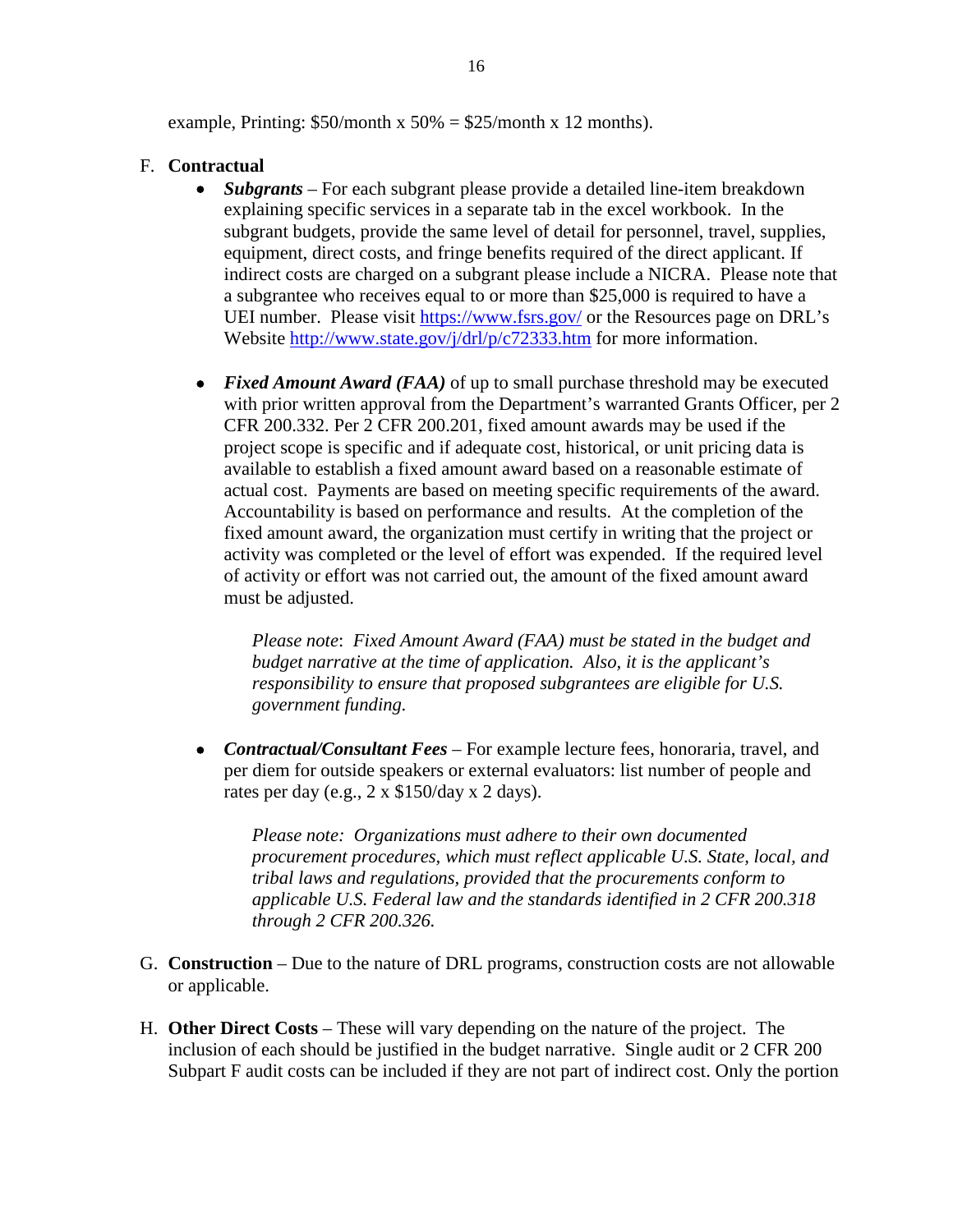example, Printing: $50/month x 50% = $25/month x 12 months).

F. **Contractual**

- ***Subgrants*** – For each subgrant please provide a detailed line-item breakdown explaining specific services in a separate tab in the excel workbook. In the subgrant budgets, provide the same level of detail for personnel, travel, supplies, equipment, direct costs, and fringe benefits required of the direct applicant. If indirect costs are charged on a subgrant please include a NICRA. Please note that a subgrantee who receives equal to or more than $25,000 is required to have a UEI number. Please visit https://www.fsrs.gov/ or the Resources page on DRL's Website http://www.state.gov/j/drl/p/c72333.htm for more information.

- ***Fixed Amount Award (FAA)*** of up to small purchase threshold may be executed with prior written approval from the Department's warranted Grants Officer, per 2 CFR 200.332. Per 2 CFR 200.201, fixed amount awards may be used if the project scope is specific and if adequate cost, historical, or unit pricing data is available to establish a fixed amount award based on a reasonable estimate of actual cost. Payments are based on meeting specific requirements of the award. Accountability is based on performance and results. At the completion of the fixed amount award, the organization must certify in writing that the project or activity was completed or the level of effort was expended. If the required level of activity or effort was not carried out, the amount of the fixed amount award must be adjusted.

  *Please note*: *Fixed Amount Award (FAA) must be stated in the budget and budget narrative at the time of application. Also, it is the applicant's responsibility to ensure that proposed subgrantees are eligible for U.S. government funding.*

- ***Contractual/Consultant Fees*** – For example lecture fees, honoraria, travel, and per diem for outside speakers or external evaluators: list number of people and rates per day (e.g., 2 x $150/day x 2 days).

  *Please note: Organizations must adhere to their own documented procurement procedures, which must reflect applicable U.S. State, local, and tribal laws and regulations, provided that the procurements conform to applicable U.S. Federal law and the standards identified in 2 CFR 200.318 through 2 CFR 200.326.*

G. **Construction** – Due to the nature of DRL programs, construction costs are not allowable or applicable.

H. **Other Direct Costs** – These will vary depending on the nature of the project. The inclusion of each should be justified in the budget narrative. Single audit or 2 CFR 200 Subpart F audit costs can be included if they are not part of indirect cost. Only the portion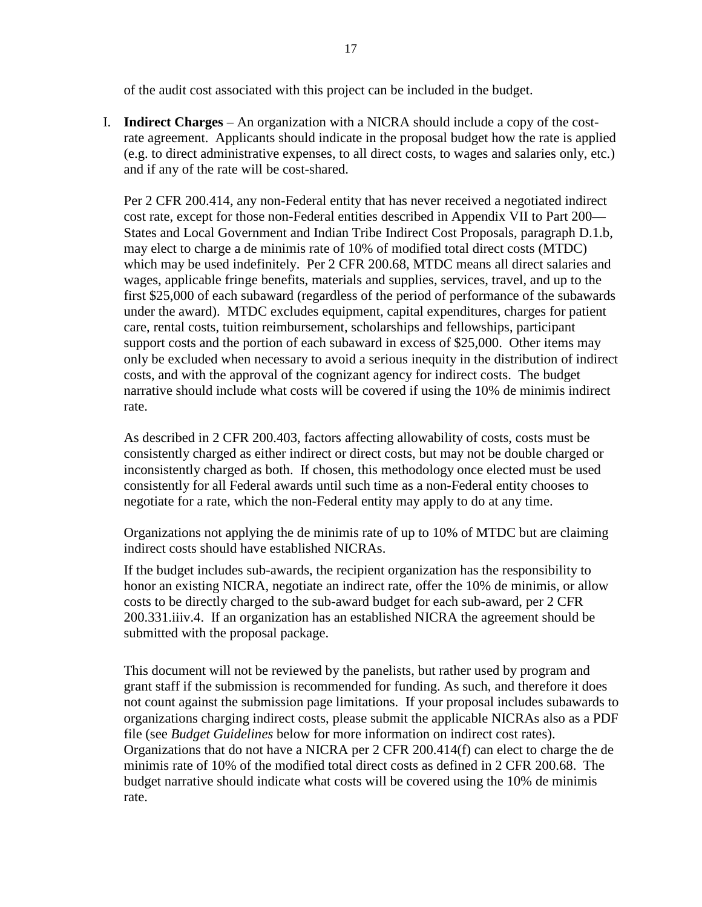of the audit cost associated with this project can be included in the budget.

I. **Indirect Charges** – An organization with a NICRA should include a copy of the cost-rate agreement. Applicants should indicate in the proposal budget how the rate is applied (e.g. to direct administrative expenses, to all direct costs, to wages and salaries only, etc.) and if any of the rate will be cost-shared.

   Per 2 CFR 200.414, any non-Federal entity that has never received a negotiated indirect cost rate, except for those non-Federal entities described in Appendix VII to Part 200—States and Local Government and Indian Tribe Indirect Cost Proposals, paragraph D.1.b, may elect to charge a de minimis rate of 10% of modified total direct costs (MTDC) which may be used indefinitely. Per 2 CFR 200.68, MTDC means all direct salaries and wages, applicable fringe benefits, materials and supplies, services, travel, and up to the first $25,000 of each subaward (regardless of the period of performance of the subawards under the award). MTDC excludes equipment, capital expenditures, charges for patient care, rental costs, tuition reimbursement, scholarships and fellowships, participant support costs and the portion of each subaward in excess of $25,000. Other items may only be excluded when necessary to avoid a serious inequity in the distribution of indirect costs, and with the approval of the cognizant agency for indirect costs. The budget narrative should include what costs will be covered if using the 10% de minimis indirect rate.

   As described in 2 CFR 200.403, factors affecting allowability of costs, costs must be consistently charged as either indirect or direct costs, but may not be double charged or inconsistently charged as both. If chosen, this methodology once elected must be used consistently for all Federal awards until such time as a non-Federal entity chooses to negotiate for a rate, which the non-Federal entity may apply to do at any time.

   Organizations not applying the de minimis rate of up to 10% of MTDC but are claiming indirect costs should have established NICRAs.

   If the budget includes sub-awards, the recipient organization has the responsibility to honor an existing NICRA, negotiate an indirect rate, offer the 10% de minimis, or allow costs to be directly charged to the sub-award budget for each sub-award, per 2 CFR 200.331.iiiv.4. If an organization has an established NICRA the agreement should be submitted with the proposal package.

   This document will not be reviewed by the panelists, but rather used by program and grant staff if the submission is recommended for funding. As such, and therefore it does not count against the submission page limitations. If your proposal includes subawards to organizations charging indirect costs, please submit the applicable NICRAs also as a PDF file (see *Budget Guidelines* below for more information on indirect cost rates). Organizations that do not have a NICRA per 2 CFR 200.414(f) can elect to charge the de minimis rate of 10% of the modified total direct costs as defined in 2 CFR 200.68. The budget narrative should indicate what costs will be covered using the 10% de minimis rate.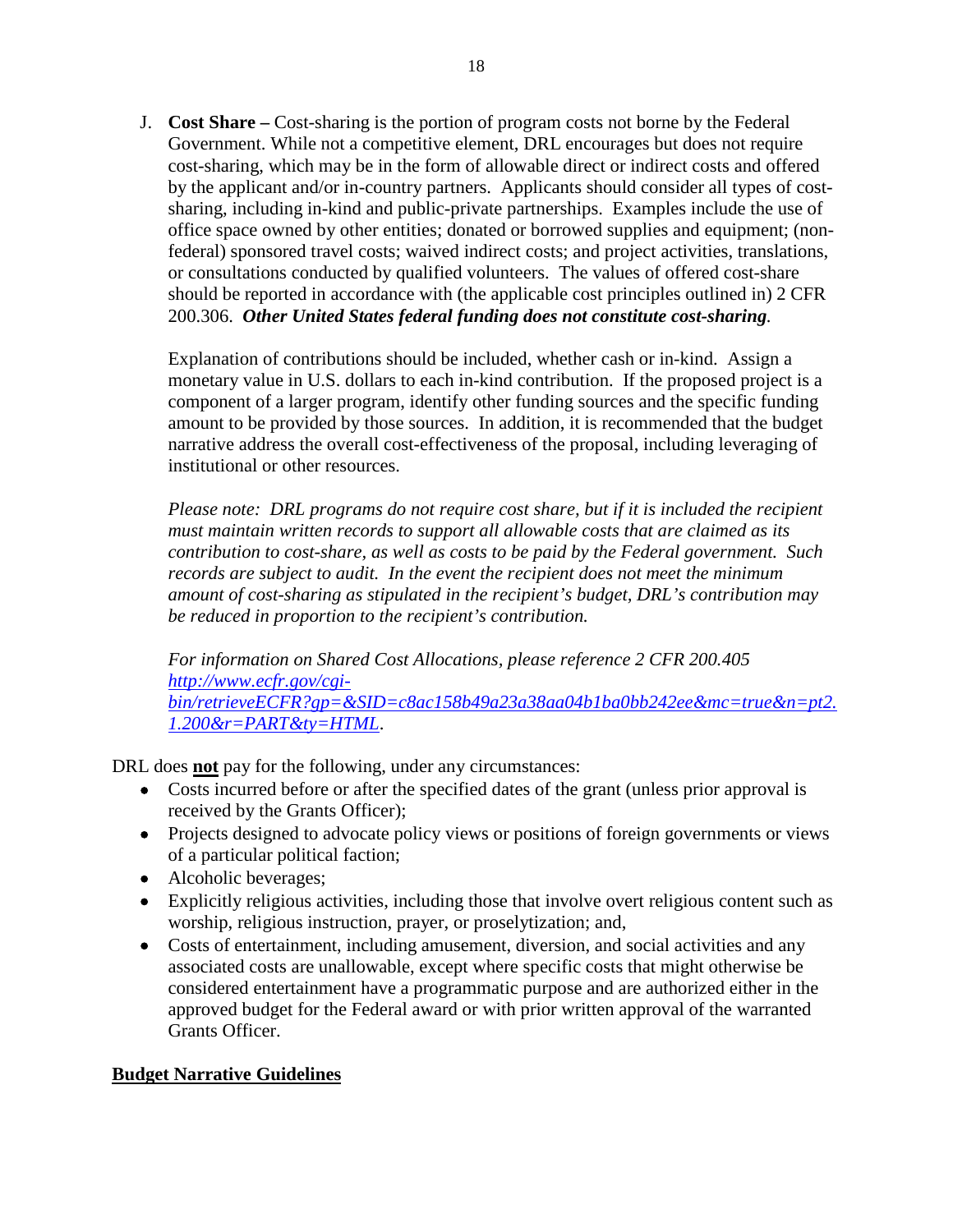J. **Cost Share –** Cost-sharing is the portion of program costs not borne by the Federal Government. While not a competitive element, DRL encourages but does not require cost-sharing, which may be in the form of allowable direct or indirect costs and offered by the applicant and/or in-country partners. Applicants should consider all types of cost-sharing, including in-kind and public-private partnerships. Examples include the use of office space owned by other entities; donated or borrowed supplies and equipment; (non-federal) sponsored travel costs; waived indirect costs; and project activities, translations, or consultations conducted by qualified volunteers. The values of offered cost-share should be reported in accordance with (the applicable cost principles outlined in) 2 CFR 200.306. ***Other United States federal funding does not constitute cost-sharing.***

   Explanation of contributions should be included, whether cash or in-kind. Assign a monetary value in U.S. dollars to each in-kind contribution. If the proposed project is a component of a larger program, identify other funding sources and the specific funding amount to be provided by those sources. In addition, it is recommended that the budget narrative address the overall cost-effectiveness of the proposal, including leveraging of institutional or other resources.

   *Please note: DRL programs do not require cost share, but if it is included the recipient must maintain written records to support all allowable costs that are claimed as its contribution to cost-share, as well as costs to be paid by the Federal government. Such records are subject to audit. In the event the recipient does not meet the minimum amount of cost-sharing as stipulated in the recipient's budget, DRL's contribution may be reduced in proportion to the recipient's contribution.*

   *For information on Shared Cost Allocations, please reference 2 CFR 200.405* [*http://www.ecfr.gov/cgi-bin/retrieveECFR?gp=&SID=c8ac158b49a23a38aa04b1ba0bb242ee&mc=true&n=pt2.1.200&r=PART&ty=HTML*](http://www.ecfr.gov/cgi-bin/retrieveECFR?gp=&SID=c8ac158b49a23a38aa04b1ba0bb242ee&mc=true&n=pt2.1.200&r=PART&ty=HTML).

DRL does **<u>not</u>** pay for the following, under any circumstances:

- Costs incurred before or after the specified dates of the grant (unless prior approval is received by the Grants Officer);
- Projects designed to advocate policy views or positions of foreign governments or views of a particular political faction;
- Alcoholic beverages;
- Explicitly religious activities, including those that involve overt religious content such as worship, religious instruction, prayer, or proselytization; and,
- Costs of entertainment, including amusement, diversion, and social activities and any associated costs are unallowable, except where specific costs that might otherwise be considered entertainment have a programmatic purpose and are authorized either in the approved budget for the Federal award or with prior written approval of the warranted Grants Officer.

**<u>Budget Narrative Guidelines</u>**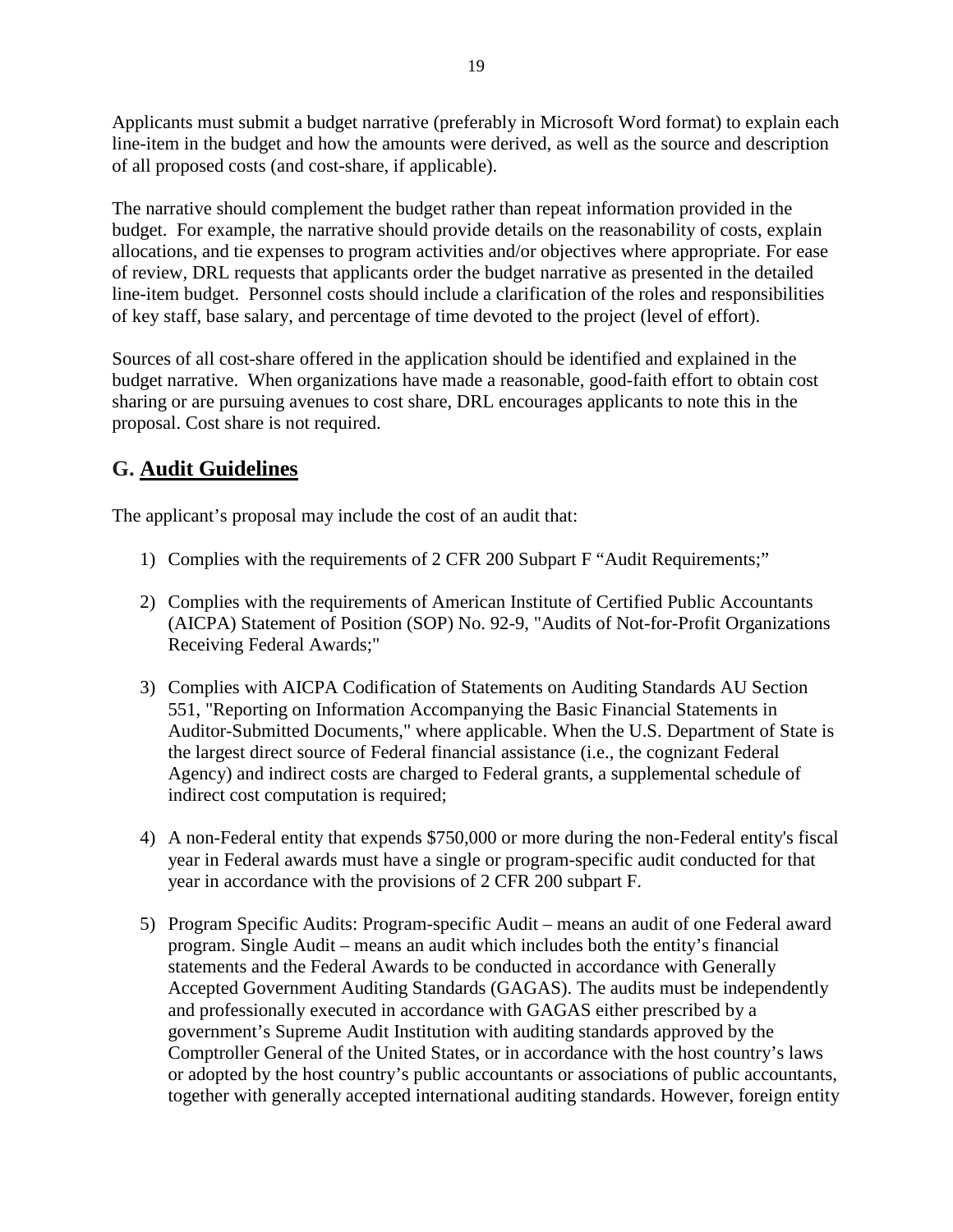Applicants must submit a budget narrative (preferably in Microsoft Word format) to explain each line-item in the budget and how the amounts were derived, as well as the source and description of all proposed costs (and cost-share, if applicable).

The narrative should complement the budget rather than repeat information provided in the budget. For example, the narrative should provide details on the reasonability of costs, explain allocations, and tie expenses to program activities and/or objectives where appropriate. For ease of review, DRL requests that applicants order the budget narrative as presented in the detailed line-item budget. Personnel costs should include a clarification of the roles and responsibilities of key staff, base salary, and percentage of time devoted to the project (level of effort).

Sources of all cost-share offered in the application should be identified and explained in the budget narrative. When organizations have made a reasonable, good-faith effort to obtain cost sharing or are pursuing avenues to cost share, DRL encourages applicants to note this in the proposal. Cost share is not required.

## G. Audit Guidelines

The applicant's proposal may include the cost of an audit that:

1) Complies with the requirements of 2 CFR 200 Subpart F "Audit Requirements;"

2) Complies with the requirements of American Institute of Certified Public Accountants (AICPA) Statement of Position (SOP) No. 92-9, "Audits of Not-for-Profit Organizations Receiving Federal Awards;"

3) Complies with AICPA Codification of Statements on Auditing Standards AU Section 551, "Reporting on Information Accompanying the Basic Financial Statements in Auditor-Submitted Documents," where applicable. When the U.S. Department of State is the largest direct source of Federal financial assistance (i.e., the cognizant Federal Agency) and indirect costs are charged to Federal grants, a supplemental schedule of indirect cost computation is required;

4) A non-Federal entity that expends $750,000 or more during the non-Federal entity's fiscal year in Federal awards must have a single or program-specific audit conducted for that year in accordance with the provisions of 2 CFR 200 subpart F.

5) Program Specific Audits: Program-specific Audit – means an audit of one Federal award program. Single Audit – means an audit which includes both the entity's financial statements and the Federal Awards to be conducted in accordance with Generally Accepted Government Auditing Standards (GAGAS). The audits must be independently and professionally executed in accordance with GAGAS either prescribed by a government's Supreme Audit Institution with auditing standards approved by the Comptroller General of the United States, or in accordance with the host country's laws or adopted by the host country's public accountants or associations of public accountants, together with generally accepted international auditing standards. However, foreign entity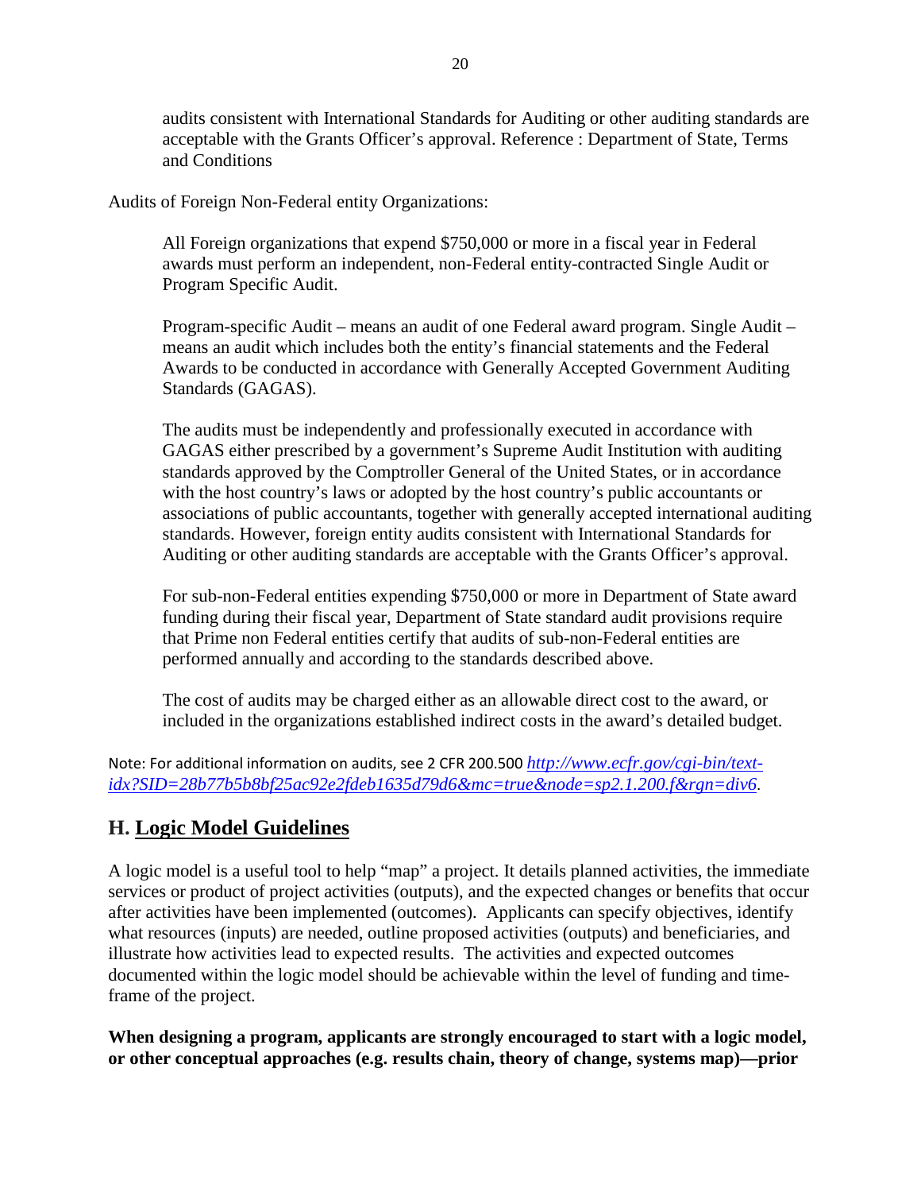audits consistent with International Standards for Auditing or other auditing standards are acceptable with the Grants Officer's approval. Reference : Department of State, Terms and Conditions

Audits of Foreign Non-Federal entity Organizations:

All Foreign organizations that expend $750,000 or more in a fiscal year in Federal awards must perform an independent, non-Federal entity-contracted Single Audit or Program Specific Audit.

Program-specific Audit – means an audit of one Federal award program. Single Audit – means an audit which includes both the entity's financial statements and the Federal Awards to be conducted in accordance with Generally Accepted Government Auditing Standards (GAGAS).

The audits must be independently and professionally executed in accordance with GAGAS either prescribed by a government's Supreme Audit Institution with auditing standards approved by the Comptroller General of the United States, or in accordance with the host country's laws or adopted by the host country's public accountants or associations of public accountants, together with generally accepted international auditing standards. However, foreign entity audits consistent with International Standards for Auditing or other auditing standards are acceptable with the Grants Officer's approval.

For sub-non-Federal entities expending $750,000 or more in Department of State award funding during their fiscal year, Department of State standard audit provisions require that Prime non Federal entities certify that audits of sub-non-Federal entities are performed annually and according to the standards described above.

The cost of audits may be charged either as an allowable direct cost to the award, or included in the organizations established indirect costs in the award's detailed budget.

Note: For additional information on audits, see 2 CFR 200.500 *http://www.ecfr.gov/cgi-bin/text-idx?SID=28b77b5b8bf25ac92e2fdeb1635d79d6&mc=true&node=sp2.1.200.f&rgn=div6*.

## H. Logic Model Guidelines

A logic model is a useful tool to help "map" a project. It details planned activities, the immediate services or product of project activities (outputs), and the expected changes or benefits that occur after activities have been implemented (outcomes). Applicants can specify objectives, identify what resources (inputs) are needed, outline proposed activities (outputs) and beneficiaries, and illustrate how activities lead to expected results. The activities and expected outcomes documented within the logic model should be achievable within the level of funding and time-frame of the project.

**When designing a program, applicants are strongly encouraged to start with a logic model, or other conceptual approaches (e.g. results chain, theory of change, systems map)—prior**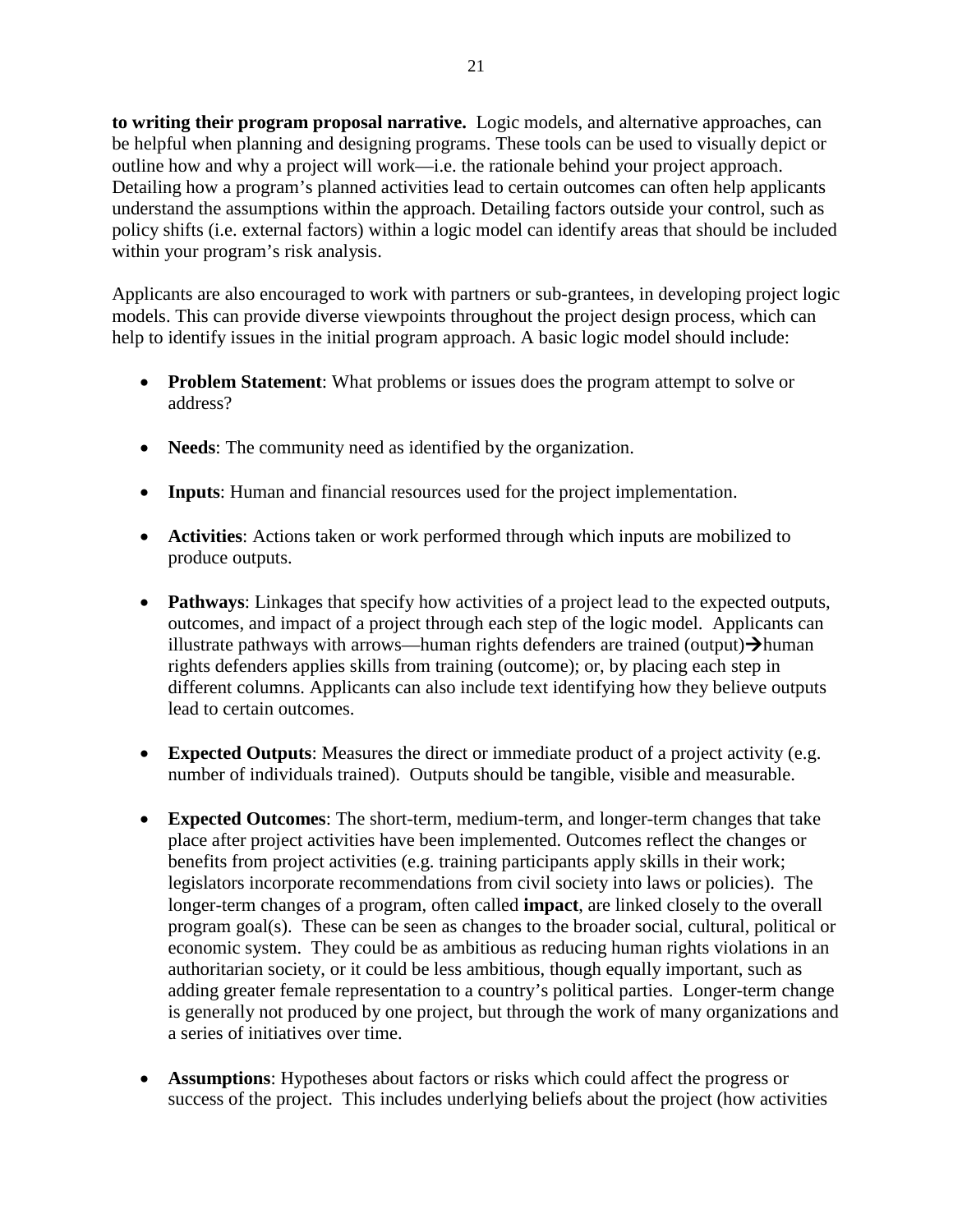**to writing their program proposal narrative.** Logic models, and alternative approaches, can be helpful when planning and designing programs. These tools can be used to visually depict or outline how and why a project will work—i.e. the rationale behind your project approach. Detailing how a program's planned activities lead to certain outcomes can often help applicants understand the assumptions within the approach. Detailing factors outside your control, such as policy shifts (i.e. external factors) within a logic model can identify areas that should be included within your program's risk analysis.

Applicants are also encouraged to work with partners or sub-grantees, in developing project logic models. This can provide diverse viewpoints throughout the project design process, which can help to identify issues in the initial program approach. A basic logic model should include:

- **Problem Statement**: What problems or issues does the program attempt to solve or address?
- **Needs**: The community need as identified by the organization.
- **Inputs**: Human and financial resources used for the project implementation.
- **Activities**: Actions taken or work performed through which inputs are mobilized to produce outputs.
- **Pathways**: Linkages that specify how activities of a project lead to the expected outputs, outcomes, and impact of a project through each step of the logic model. Applicants can illustrate pathways with arrows—human rights defenders are trained (output)→human rights defenders applies skills from training (outcome); or, by placing each step in different columns. Applicants can also include text identifying how they believe outputs lead to certain outcomes.
- **Expected Outputs**: Measures the direct or immediate product of a project activity (e.g. number of individuals trained). Outputs should be tangible, visible and measurable.
- **Expected Outcomes**: The short-term, medium-term, and longer-term changes that take place after project activities have been implemented. Outcomes reflect the changes or benefits from project activities (e.g. training participants apply skills in their work; legislators incorporate recommendations from civil society into laws or policies). The longer-term changes of a program, often called **impact**, are linked closely to the overall program goal(s). These can be seen as changes to the broader social, cultural, political or economic system. They could be as ambitious as reducing human rights violations in an authoritarian society, or it could be less ambitious, though equally important, such as adding greater female representation to a country's political parties. Longer-term change is generally not produced by one project, but through the work of many organizations and a series of initiatives over time.
- **Assumptions**: Hypotheses about factors or risks which could affect the progress or success of the project. This includes underlying beliefs about the project (how activities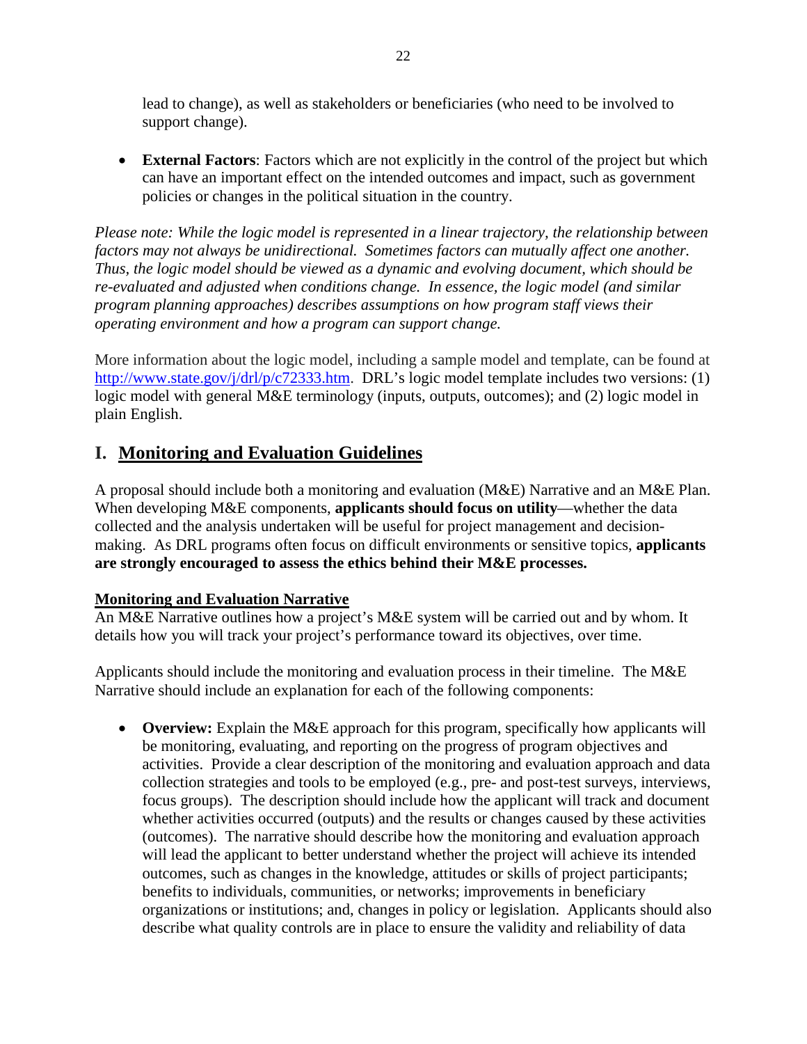lead to change), as well as stakeholders or beneficiaries (who need to be involved to support change).

- **External Factors**: Factors which are not explicitly in the control of the project but which can have an important effect on the intended outcomes and impact, such as government policies or changes in the political situation in the country.

*Please note: While the logic model is represented in a linear trajectory, the relationship between factors may not always be unidirectional. Sometimes factors can mutually affect one another. Thus, the logic model should be viewed as a dynamic and evolving document, which should be re-evaluated and adjusted when conditions change. In essence, the logic model (and similar program planning approaches) describes assumptions on how program staff views their operating environment and how a program can support change.*

More information about the logic model, including a sample model and template, can be found at http://www.state.gov/j/drl/p/c72333.htm. DRL's logic model template includes two versions: (1) logic model with general M&E terminology (inputs, outputs, outcomes); and (2) logic model in plain English.

## I. Monitoring and Evaluation Guidelines

A proposal should include both a monitoring and evaluation (M&E) Narrative and an M&E Plan. When developing M&E components, **applicants should focus on utility**—whether the data collected and the analysis undertaken will be useful for project management and decision-making. As DRL programs often focus on difficult environments or sensitive topics, **applicants are strongly encouraged to assess the ethics behind their M&E processes.**

### Monitoring and Evaluation Narrative

An M&E Narrative outlines how a project's M&E system will be carried out and by whom. It details how you will track your project's performance toward its objectives, over time.

Applicants should include the monitoring and evaluation process in their timeline. The M&E Narrative should include an explanation for each of the following components:

- **Overview:** Explain the M&E approach for this program, specifically how applicants will be monitoring, evaluating, and reporting on the progress of program objectives and activities. Provide a clear description of the monitoring and evaluation approach and data collection strategies and tools to be employed (e.g., pre- and post-test surveys, interviews, focus groups). The description should include how the applicant will track and document whether activities occurred (outputs) and the results or changes caused by these activities (outcomes). The narrative should describe how the monitoring and evaluation approach will lead the applicant to better understand whether the project will achieve its intended outcomes, such as changes in the knowledge, attitudes or skills of project participants; benefits to individuals, communities, or networks; improvements in beneficiary organizations or institutions; and, changes in policy or legislation. Applicants should also describe what quality controls are in place to ensure the validity and reliability of data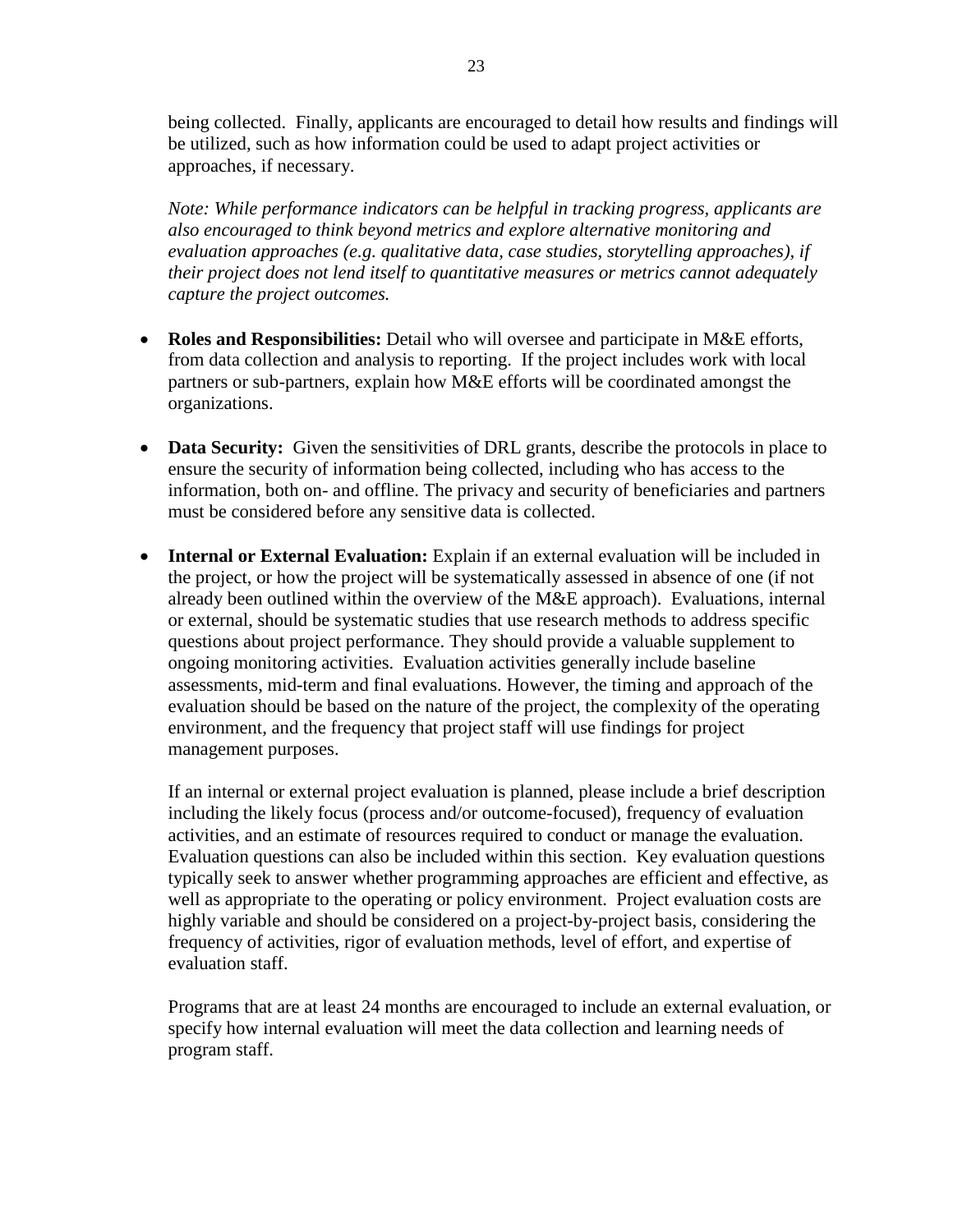being collected. Finally, applicants are encouraged to detail how results and findings will be utilized, such as how information could be used to adapt project activities or approaches, if necessary.

*Note: While performance indicators can be helpful in tracking progress, applicants are also encouraged to think beyond metrics and explore alternative monitoring and evaluation approaches (e.g. qualitative data, case studies, storytelling approaches), if their project does not lend itself to quantitative measures or metrics cannot adequately capture the project outcomes.*

- **Roles and Responsibilities:** Detail who will oversee and participate in M&E efforts, from data collection and analysis to reporting. If the project includes work with local partners or sub-partners, explain how M&E efforts will be coordinated amongst the organizations.

- **Data Security:** Given the sensitivities of DRL grants, describe the protocols in place to ensure the security of information being collected, including who has access to the information, both on- and offline. The privacy and security of beneficiaries and partners must be considered before any sensitive data is collected.

- **Internal or External Evaluation:** Explain if an external evaluation will be included in the project, or how the project will be systematically assessed in absence of one (if not already been outlined within the overview of the M&E approach). Evaluations, internal or external, should be systematic studies that use research methods to address specific questions about project performance. They should provide a valuable supplement to ongoing monitoring activities. Evaluation activities generally include baseline assessments, mid-term and final evaluations. However, the timing and approach of the evaluation should be based on the nature of the project, the complexity of the operating environment, and the frequency that project staff will use findings for project management purposes.

  If an internal or external project evaluation is planned, please include a brief description including the likely focus (process and/or outcome-focused), frequency of evaluation activities, and an estimate of resources required to conduct or manage the evaluation. Evaluation questions can also be included within this section. Key evaluation questions typically seek to answer whether programming approaches are efficient and effective, as well as appropriate to the operating or policy environment. Project evaluation costs are highly variable and should be considered on a project-by-project basis, considering the frequency of activities, rigor of evaluation methods, level of effort, and expertise of evaluation staff.

  Programs that are at least 24 months are encouraged to include an external evaluation, or specify how internal evaluation will meet the data collection and learning needs of program staff.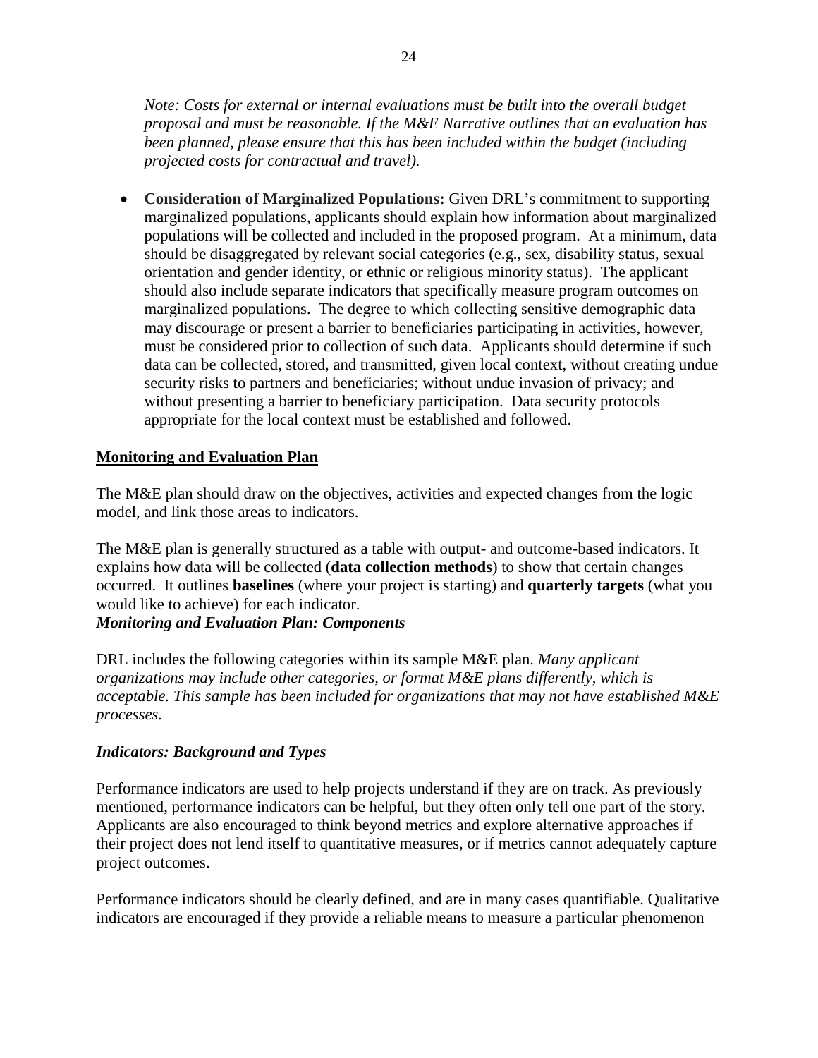*Note: Costs for external or internal evaluations must be built into the overall budget proposal and must be reasonable. If the M&E Narrative outlines that an evaluation has been planned, please ensure that this has been included within the budget (including projected costs for contractual and travel).*

- **Consideration of Marginalized Populations:** Given DRL's commitment to supporting marginalized populations, applicants should explain how information about marginalized populations will be collected and included in the proposed program. At a minimum, data should be disaggregated by relevant social categories (e.g., sex, disability status, sexual orientation and gender identity, or ethnic or religious minority status). The applicant should also include separate indicators that specifically measure program outcomes on marginalized populations. The degree to which collecting sensitive demographic data may discourage or present a barrier to beneficiaries participating in activities, however, must be considered prior to collection of such data. Applicants should determine if such data can be collected, stored, and transmitted, given local context, without creating undue security risks to partners and beneficiaries; without undue invasion of privacy; and without presenting a barrier to beneficiary participation. Data security protocols appropriate for the local context must be established and followed.

## Monitoring and Evaluation Plan

The M&E plan should draw on the objectives, activities and expected changes from the logic model, and link those areas to indicators.

The M&E plan is generally structured as a table with output- and outcome-based indicators. It explains how data will be collected (**data collection methods**) to show that certain changes occurred. It outlines **baselines** (where your project is starting) and **quarterly targets** (what you would like to achieve) for each indicator.

### *Monitoring and Evaluation Plan: Components*

DRL includes the following categories within its sample M&E plan. *Many applicant organizations may include other categories, or format M&E plans differently, which is acceptable. This sample has been included for organizations that may not have established M&E processes.*

### *Indicators: Background and Types*

Performance indicators are used to help projects understand if they are on track. As previously mentioned, performance indicators can be helpful, but they often only tell one part of the story. Applicants are also encouraged to think beyond metrics and explore alternative approaches if their project does not lend itself to quantitative measures, or if metrics cannot adequately capture project outcomes.

Performance indicators should be clearly defined, and are in many cases quantifiable. Qualitative indicators are encouraged if they provide a reliable means to measure a particular phenomenon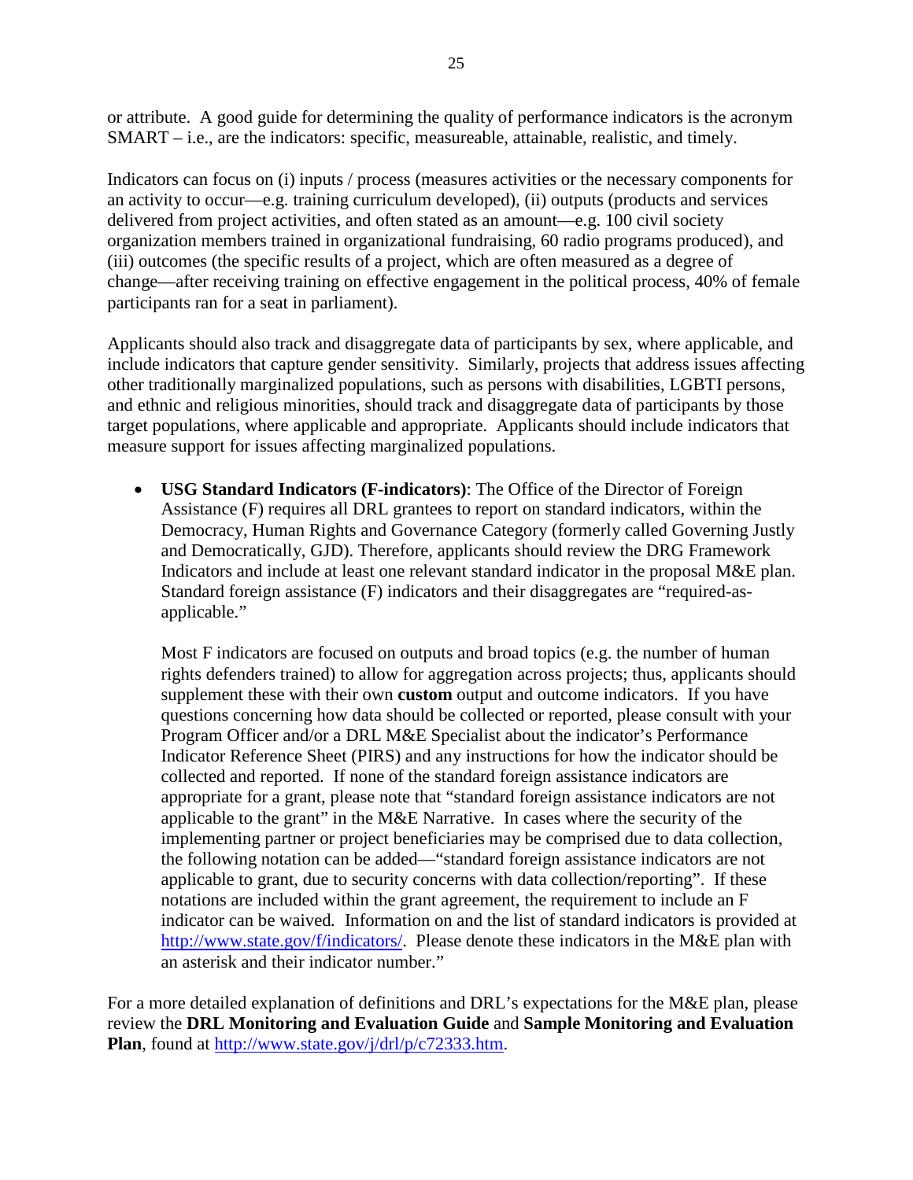or attribute. A good guide for determining the quality of performance indicators is the acronym SMART – i.e., are the indicators: specific, measureable, attainable, realistic, and timely.

Indicators can focus on (i) inputs / process (measures activities or the necessary components for an activity to occur—e.g. training curriculum developed), (ii) outputs (products and services delivered from project activities, and often stated as an amount—e.g. 100 civil society organization members trained in organizational fundraising, 60 radio programs produced), and (iii) outcomes (the specific results of a project, which are often measured as a degree of change—after receiving training on effective engagement in the political process, 40% of female participants ran for a seat in parliament).

Applicants should also track and disaggregate data of participants by sex, where applicable, and include indicators that capture gender sensitivity. Similarly, projects that address issues affecting other traditionally marginalized populations, such as persons with disabilities, LGBTI persons, and ethnic and religious minorities, should track and disaggregate data of participants by those target populations, where applicable and appropriate. Applicants should include indicators that measure support for issues affecting marginalized populations.

- **USG Standard Indicators (F-indicators)**: The Office of the Director of Foreign Assistance (F) requires all DRL grantees to report on standard indicators, within the Democracy, Human Rights and Governance Category (formerly called Governing Justly and Democratically, GJD). Therefore, applicants should review the DRG Framework Indicators and include at least one relevant standard indicator in the proposal M&E plan. Standard foreign assistance (F) indicators and their disaggregates are "required-as-applicable."

  Most F indicators are focused on outputs and broad topics (e.g. the number of human rights defenders trained) to allow for aggregation across projects; thus, applicants should supplement these with their own **custom** output and outcome indicators. If you have questions concerning how data should be collected or reported, please consult with your Program Officer and/or a DRL M&E Specialist about the indicator's Performance Indicator Reference Sheet (PIRS) and any instructions for how the indicator should be collected and reported. If none of the standard foreign assistance indicators are appropriate for a grant, please note that "standard foreign assistance indicators are not applicable to the grant" in the M&E Narrative. In cases where the security of the implementing partner or project beneficiaries may be comprised due to data collection, the following notation can be added—"standard foreign assistance indicators are not applicable to grant, due to security concerns with data collection/reporting". If these notations are included within the grant agreement, the requirement to include an F indicator can be waived. Information on and the list of standard indicators is provided at http://www.state.gov/f/indicators/. Please denote these indicators in the M&E plan with an asterisk and their indicator number."

For a more detailed explanation of definitions and DRL's expectations for the M&E plan, please review the **DRL Monitoring and Evaluation Guide** and **Sample Monitoring and Evaluation Plan**, found at http://www.state.gov/j/drl/p/c72333.htm.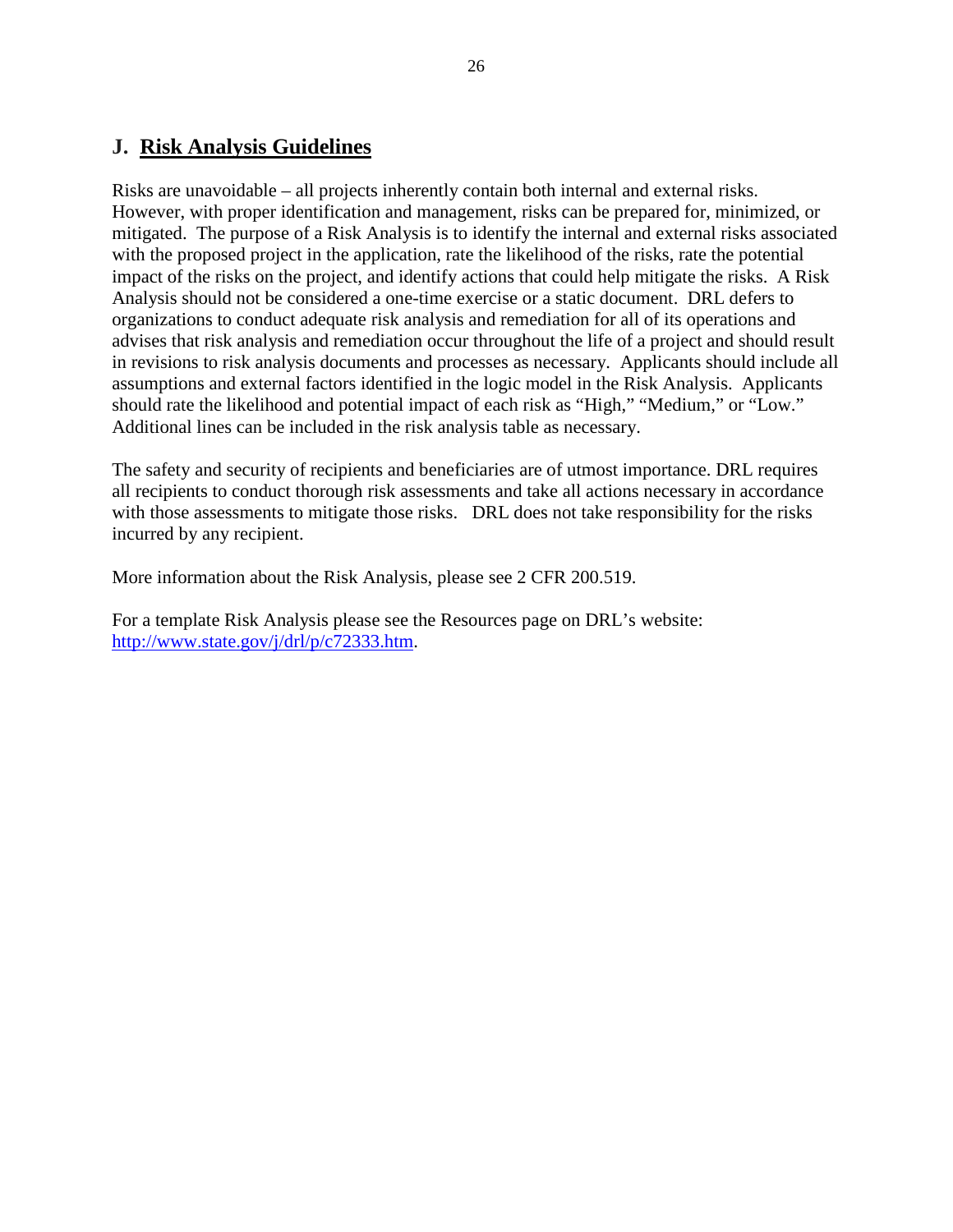## J. Risk Analysis Guidelines

Risks are unavoidable – all projects inherently contain both internal and external risks. However, with proper identification and management, risks can be prepared for, minimized, or mitigated. The purpose of a Risk Analysis is to identify the internal and external risks associated with the proposed project in the application, rate the likelihood of the risks, rate the potential impact of the risks on the project, and identify actions that could help mitigate the risks. A Risk Analysis should not be considered a one-time exercise or a static document. DRL defers to organizations to conduct adequate risk analysis and remediation for all of its operations and advises that risk analysis and remediation occur throughout the life of a project and should result in revisions to risk analysis documents and processes as necessary. Applicants should include all assumptions and external factors identified in the logic model in the Risk Analysis. Applicants should rate the likelihood and potential impact of each risk as "High," "Medium," or "Low." Additional lines can be included in the risk analysis table as necessary.

The safety and security of recipients and beneficiaries are of utmost importance. DRL requires all recipients to conduct thorough risk assessments and take all actions necessary in accordance with those assessments to mitigate those risks. DRL does not take responsibility for the risks incurred by any recipient.

More information about the Risk Analysis, please see 2 CFR 200.519.

For a template Risk Analysis please see the Resources page on DRL's website: [http://www.state.gov/j/drl/p/c72333.htm](http://www.state.gov/j/drl/p/c72333.htm).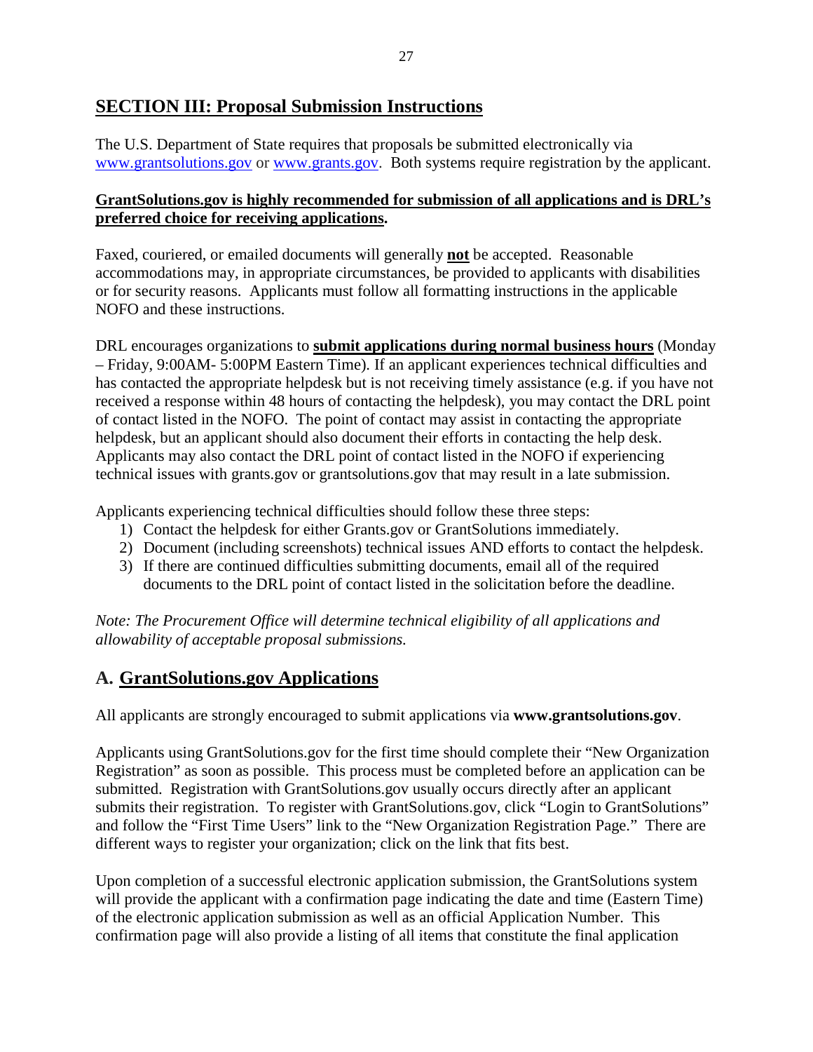## SECTION III: Proposal Submission Instructions

The U.S. Department of State requires that proposals be submitted electronically via [www.grantsolutions.gov](http://www.grantsolutions.gov) or [www.grants.gov](http://www.grants.gov). Both systems require registration by the applicant.

**GrantSolutions.gov is highly recommended for submission of all applications and is DRL's preferred choice for receiving applications.**

Faxed, couriered, or emailed documents will generally **not** be accepted. Reasonable accommodations may, in appropriate circumstances, be provided to applicants with disabilities or for security reasons. Applicants must follow all formatting instructions in the applicable NOFO and these instructions.

DRL encourages organizations to **submit applications during normal business hours** (Monday – Friday, 9:00AM- 5:00PM Eastern Time). If an applicant experiences technical difficulties and has contacted the appropriate helpdesk but is not receiving timely assistance (e.g. if you have not received a response within 48 hours of contacting the helpdesk), you may contact the DRL point of contact listed in the NOFO. The point of contact may assist in contacting the appropriate helpdesk, but an applicant should also document their efforts in contacting the help desk. Applicants may also contact the DRL point of contact listed in the NOFO if experiencing technical issues with grants.gov or grantsolutions.gov that may result in a late submission.

Applicants experiencing technical difficulties should follow these three steps:

1) Contact the helpdesk for either Grants.gov or GrantSolutions immediately.
2) Document (including screenshots) technical issues AND efforts to contact the helpdesk.
3) If there are continued difficulties submitting documents, email all of the required documents to the DRL point of contact listed in the solicitation before the deadline.

*Note: The Procurement Office will determine technical eligibility of all applications and allowability of acceptable proposal submissions.*

### A. GrantSolutions.gov Applications

All applicants are strongly encouraged to submit applications via **www.grantsolutions.gov**.

Applicants using GrantSolutions.gov for the first time should complete their "New Organization Registration" as soon as possible. This process must be completed before an application can be submitted. Registration with GrantSolutions.gov usually occurs directly after an applicant submits their registration. To register with GrantSolutions.gov, click "Login to GrantSolutions" and follow the "First Time Users" link to the "New Organization Registration Page." There are different ways to register your organization; click on the link that fits best.

Upon completion of a successful electronic application submission, the GrantSolutions system will provide the applicant with a confirmation page indicating the date and time (Eastern Time) of the electronic application submission as well as an official Application Number. This confirmation page will also provide a listing of all items that constitute the final application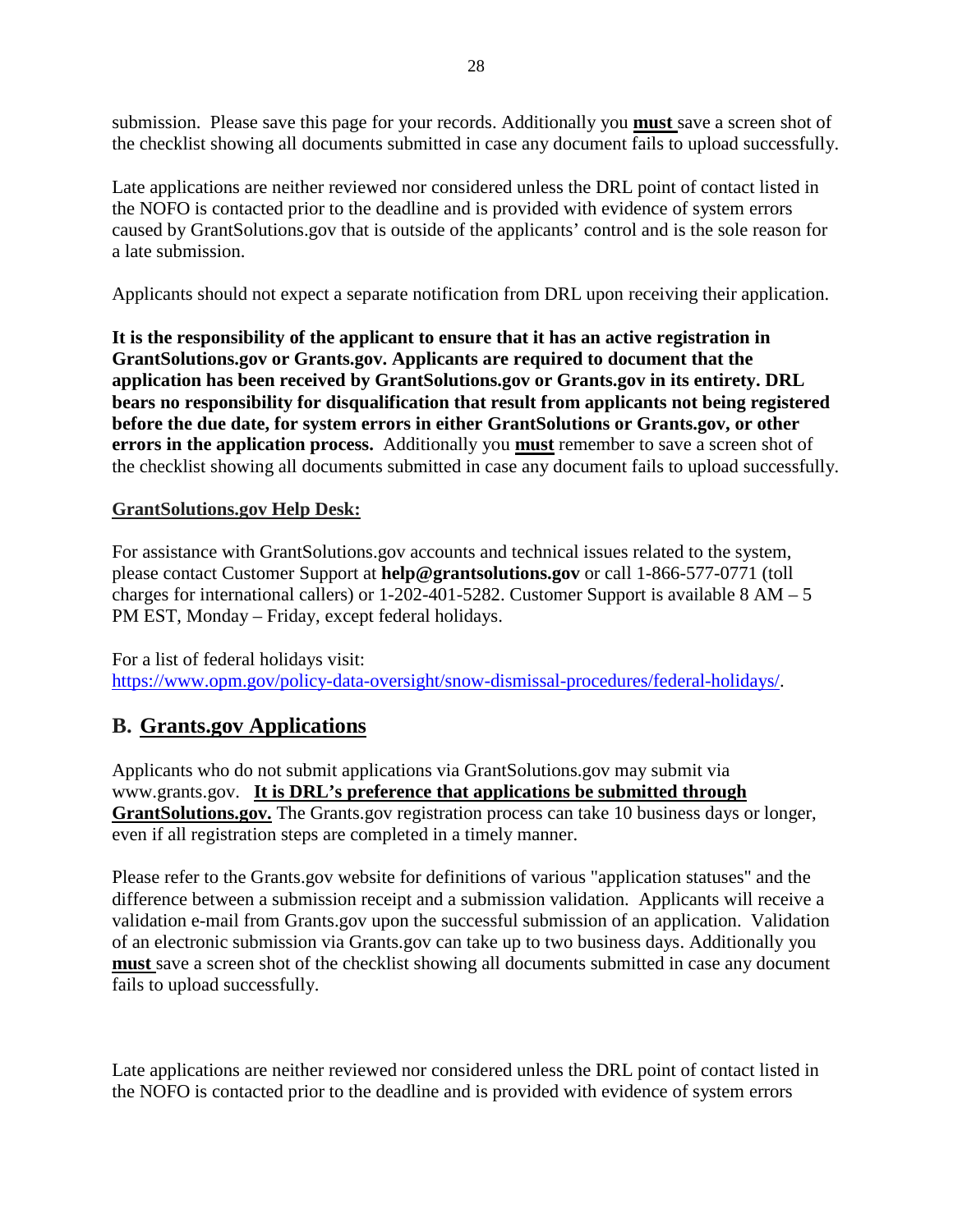submission. Please save this page for your records. Additionally you **must** save a screen shot of the checklist showing all documents submitted in case any document fails to upload successfully.

Late applications are neither reviewed nor considered unless the DRL point of contact listed in the NOFO is contacted prior to the deadline and is provided with evidence of system errors caused by GrantSolutions.gov that is outside of the applicants' control and is the sole reason for a late submission.

Applicants should not expect a separate notification from DRL upon receiving their application.

**It is the responsibility of the applicant to ensure that it has an active registration in GrantSolutions.gov or Grants.gov. Applicants are required to document that the application has been received by GrantSolutions.gov or Grants.gov in its entirety. DRL bears no responsibility for disqualification that result from applicants not being registered before the due date, for system errors in either GrantSolutions or Grants.gov, or other errors in the application process.** Additionally you **must** remember to save a screen shot of the checklist showing all documents submitted in case any document fails to upload successfully.

**GrantSolutions.gov Help Desk:**

For assistance with GrantSolutions.gov accounts and technical issues related to the system, please contact Customer Support at **help@grantsolutions.gov** or call 1-866-577-0771 (toll charges for international callers) or 1-202-401-5282. Customer Support is available 8 AM – 5 PM EST, Monday – Friday, except federal holidays.

For a list of federal holidays visit: https://www.opm.gov/policy-data-oversight/snow-dismissal-procedures/federal-holidays/.

## B. Grants.gov Applications

Applicants who do not submit applications via GrantSolutions.gov may submit via www.grants.gov. **It is DRL's preference that applications be submitted through GrantSolutions.gov.** The Grants.gov registration process can take 10 business days or longer, even if all registration steps are completed in a timely manner.

Please refer to the Grants.gov website for definitions of various "application statuses" and the difference between a submission receipt and a submission validation. Applicants will receive a validation e-mail from Grants.gov upon the successful submission of an application. Validation of an electronic submission via Grants.gov can take up to two business days. Additionally you **must** save a screen shot of the checklist showing all documents submitted in case any document fails to upload successfully.

Late applications are neither reviewed nor considered unless the DRL point of contact listed in the NOFO is contacted prior to the deadline and is provided with evidence of system errors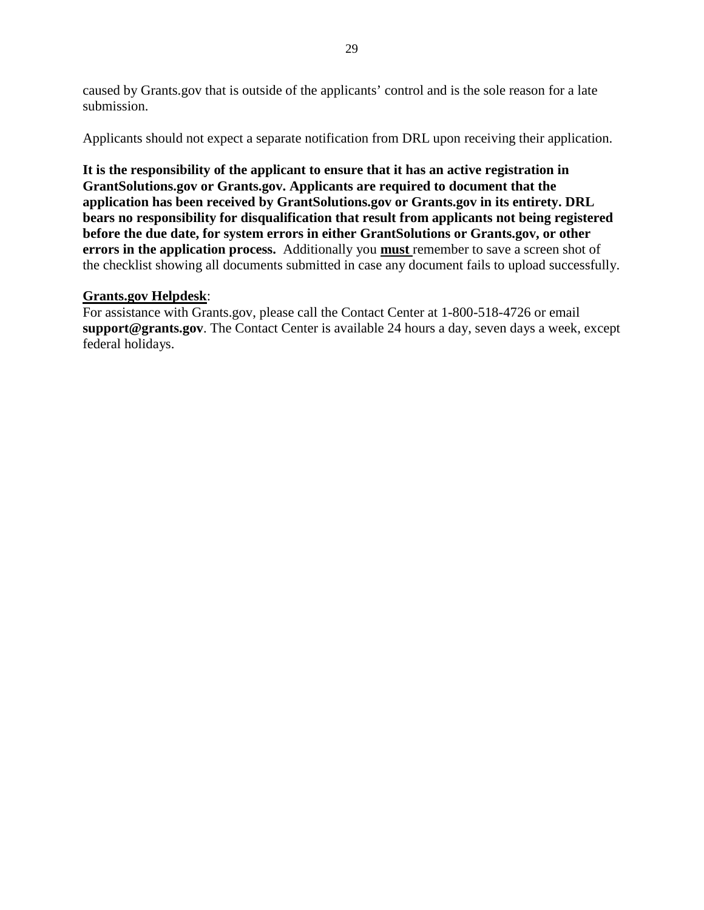caused by Grants.gov that is outside of the applicants' control and is the sole reason for a late submission.

Applicants should not expect a separate notification from DRL upon receiving their application.

**It is the responsibility of the applicant to ensure that it has an active registration in GrantSolutions.gov or Grants.gov. Applicants are required to document that the application has been received by GrantSolutions.gov or Grants.gov in its entirety. DRL bears no responsibility for disqualification that result from applicants not being registered before the due date, for system errors in either GrantSolutions or Grants.gov, or other errors in the application process.** Additionally you **<u>must</u>** remember to save a screen shot of the checklist showing all documents submitted in case any document fails to upload successfully.

**<u>Grants.gov Helpdesk</u>**:
For assistance with Grants.gov, please call the Contact Center at 1-800-518-4726 or email **support@grants.gov**. The Contact Center is available 24 hours a day, seven days a week, except federal holidays.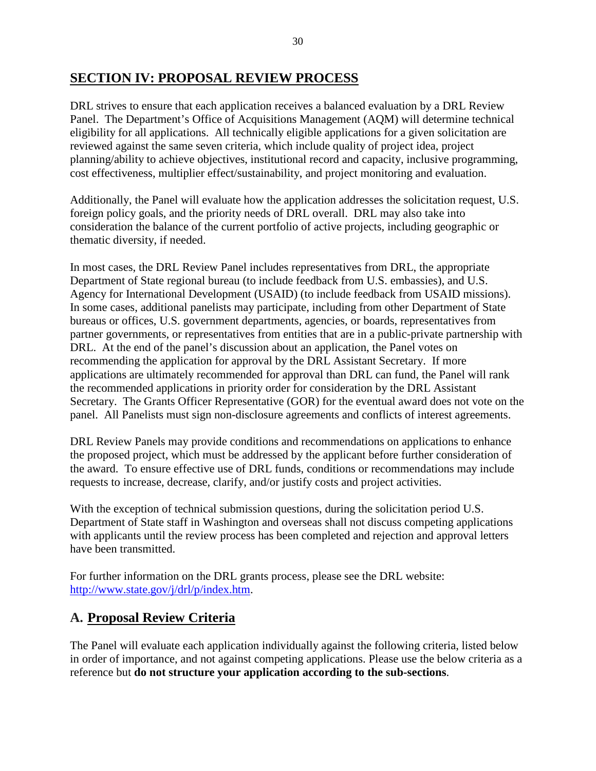## SECTION IV: PROPOSAL REVIEW PROCESS

DRL strives to ensure that each application receives a balanced evaluation by a DRL Review Panel. The Department's Office of Acquisitions Management (AQM) will determine technical eligibility for all applications. All technically eligible applications for a given solicitation are reviewed against the same seven criteria, which include quality of project idea, project planning/ability to achieve objectives, institutional record and capacity, inclusive programming, cost effectiveness, multiplier effect/sustainability, and project monitoring and evaluation.

Additionally, the Panel will evaluate how the application addresses the solicitation request, U.S. foreign policy goals, and the priority needs of DRL overall. DRL may also take into consideration the balance of the current portfolio of active projects, including geographic or thematic diversity, if needed.

In most cases, the DRL Review Panel includes representatives from DRL, the appropriate Department of State regional bureau (to include feedback from U.S. embassies), and U.S. Agency for International Development (USAID) (to include feedback from USAID missions). In some cases, additional panelists may participate, including from other Department of State bureaus or offices, U.S. government departments, agencies, or boards, representatives from partner governments, or representatives from entities that are in a public-private partnership with DRL. At the end of the panel's discussion about an application, the Panel votes on recommending the application for approval by the DRL Assistant Secretary. If more applications are ultimately recommended for approval than DRL can fund, the Panel will rank the recommended applications in priority order for consideration by the DRL Assistant Secretary. The Grants Officer Representative (GOR) for the eventual award does not vote on the panel. All Panelists must sign non-disclosure agreements and conflicts of interest agreements.

DRL Review Panels may provide conditions and recommendations on applications to enhance the proposed project, which must be addressed by the applicant before further consideration of the award. To ensure effective use of DRL funds, conditions or recommendations may include requests to increase, decrease, clarify, and/or justify costs and project activities.

With the exception of technical submission questions, during the solicitation period U.S. Department of State staff in Washington and overseas shall not discuss competing applications with applicants until the review process has been completed and rejection and approval letters have been transmitted.

For further information on the DRL grants process, please see the DRL website: [http://www.state.gov/j/drl/p/index.htm](http://www.state.gov/j/drl/p/index.htm).

### A. Proposal Review Criteria

The Panel will evaluate each application individually against the following criteria, listed below in order of importance, and not against competing applications. Please use the below criteria as a reference but **do not structure your application according to the sub-sections**.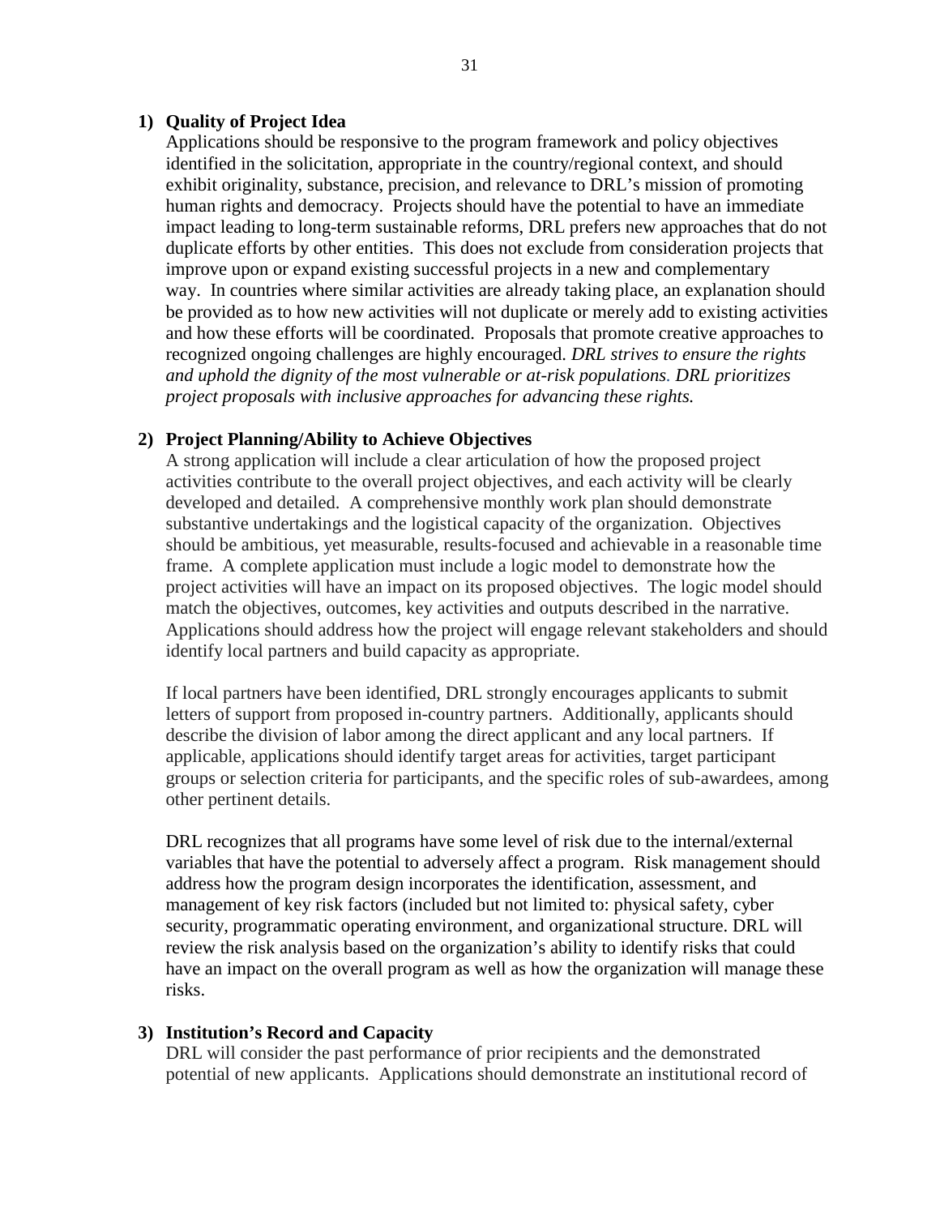1) **Quality of Project Idea**

Applications should be responsive to the program framework and policy objectives identified in the solicitation, appropriate in the country/regional context, and should exhibit originality, substance, precision, and relevance to DRL's mission of promoting human rights and democracy. Projects should have the potential to have an immediate impact leading to long-term sustainable reforms, DRL prefers new approaches that do not duplicate efforts by other entities. This does not exclude from consideration projects that improve upon or expand existing successful projects in a new and complementary way. In countries where similar activities are already taking place, an explanation should be provided as to how new activities will not duplicate or merely add to existing activities and how these efforts will be coordinated. Proposals that promote creative approaches to recognized ongoing challenges are highly encouraged. *DRL strives to ensure the rights and uphold the dignity of the most vulnerable or at-risk populations. DRL prioritizes project proposals with inclusive approaches for advancing these rights.*

2) **Project Planning/Ability to Achieve Objectives**

A strong application will include a clear articulation of how the proposed project activities contribute to the overall project objectives, and each activity will be clearly developed and detailed. A comprehensive monthly work plan should demonstrate substantive undertakings and the logistical capacity of the organization. Objectives should be ambitious, yet measurable, results-focused and achievable in a reasonable time frame. A complete application must include a logic model to demonstrate how the project activities will have an impact on its proposed objectives. The logic model should match the objectives, outcomes, key activities and outputs described in the narrative. Applications should address how the project will engage relevant stakeholders and should identify local partners and build capacity as appropriate.

If local partners have been identified, DRL strongly encourages applicants to submit letters of support from proposed in-country partners. Additionally, applicants should describe the division of labor among the direct applicant and any local partners. If applicable, applications should identify target areas for activities, target participant groups or selection criteria for participants, and the specific roles of sub-awardees, among other pertinent details.

DRL recognizes that all programs have some level of risk due to the internal/external variables that have the potential to adversely affect a program. Risk management should address how the program design incorporates the identification, assessment, and management of key risk factors (included but not limited to: physical safety, cyber security, programmatic operating environment, and organizational structure. DRL will review the risk analysis based on the organization's ability to identify risks that could have an impact on the overall program as well as how the organization will manage these risks.

3) **Institution's Record and Capacity**

DRL will consider the past performance of prior recipients and the demonstrated potential of new applicants. Applications should demonstrate an institutional record of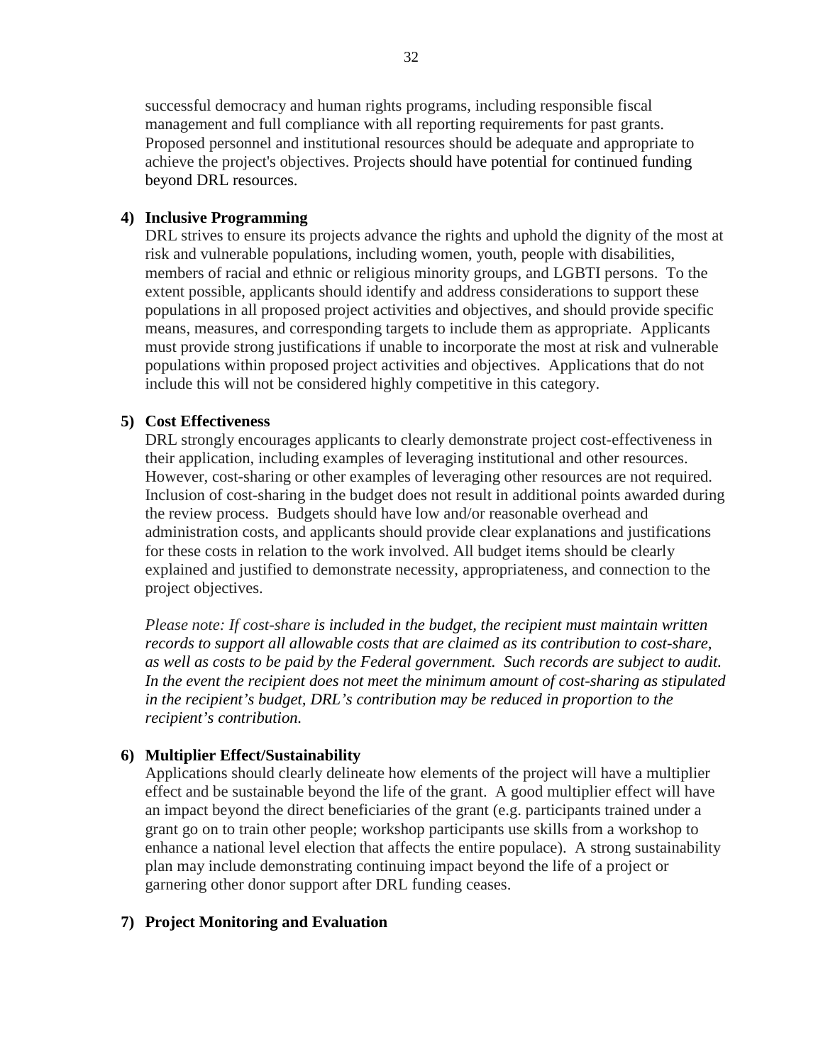successful democracy and human rights programs, including responsible fiscal management and full compliance with all reporting requirements for past grants. Proposed personnel and institutional resources should be adequate and appropriate to achieve the project's objectives. Projects should have potential for continued funding beyond DRL resources.

**4) Inclusive Programming**

DRL strives to ensure its projects advance the rights and uphold the dignity of the most at risk and vulnerable populations, including women, youth, people with disabilities, members of racial and ethnic or religious minority groups, and LGBTI persons. To the extent possible, applicants should identify and address considerations to support these populations in all proposed project activities and objectives, and should provide specific means, measures, and corresponding targets to include them as appropriate. Applicants must provide strong justifications if unable to incorporate the most at risk and vulnerable populations within proposed project activities and objectives. Applications that do not include this will not be considered highly competitive in this category.

**5) Cost Effectiveness**

DRL strongly encourages applicants to clearly demonstrate project cost-effectiveness in their application, including examples of leveraging institutional and other resources. However, cost-sharing or other examples of leveraging other resources are not required. Inclusion of cost-sharing in the budget does not result in additional points awarded during the review process. Budgets should have low and/or reasonable overhead and administration costs, and applicants should provide clear explanations and justifications for these costs in relation to the work involved. All budget items should be clearly explained and justified to demonstrate necessity, appropriateness, and connection to the project objectives.

*Please note: If cost-share is included in the budget, the recipient must maintain written records to support all allowable costs that are claimed as its contribution to cost-share, as well as costs to be paid by the Federal government. Such records are subject to audit. In the event the recipient does not meet the minimum amount of cost-sharing as stipulated in the recipient's budget, DRL's contribution may be reduced in proportion to the recipient's contribution.*

**6) Multiplier Effect/Sustainability**

Applications should clearly delineate how elements of the project will have a multiplier effect and be sustainable beyond the life of the grant. A good multiplier effect will have an impact beyond the direct beneficiaries of the grant (e.g. participants trained under a grant go on to train other people; workshop participants use skills from a workshop to enhance a national level election that affects the entire populace). A strong sustainability plan may include demonstrating continuing impact beyond the life of a project or garnering other donor support after DRL funding ceases.

**7) Project Monitoring and Evaluation**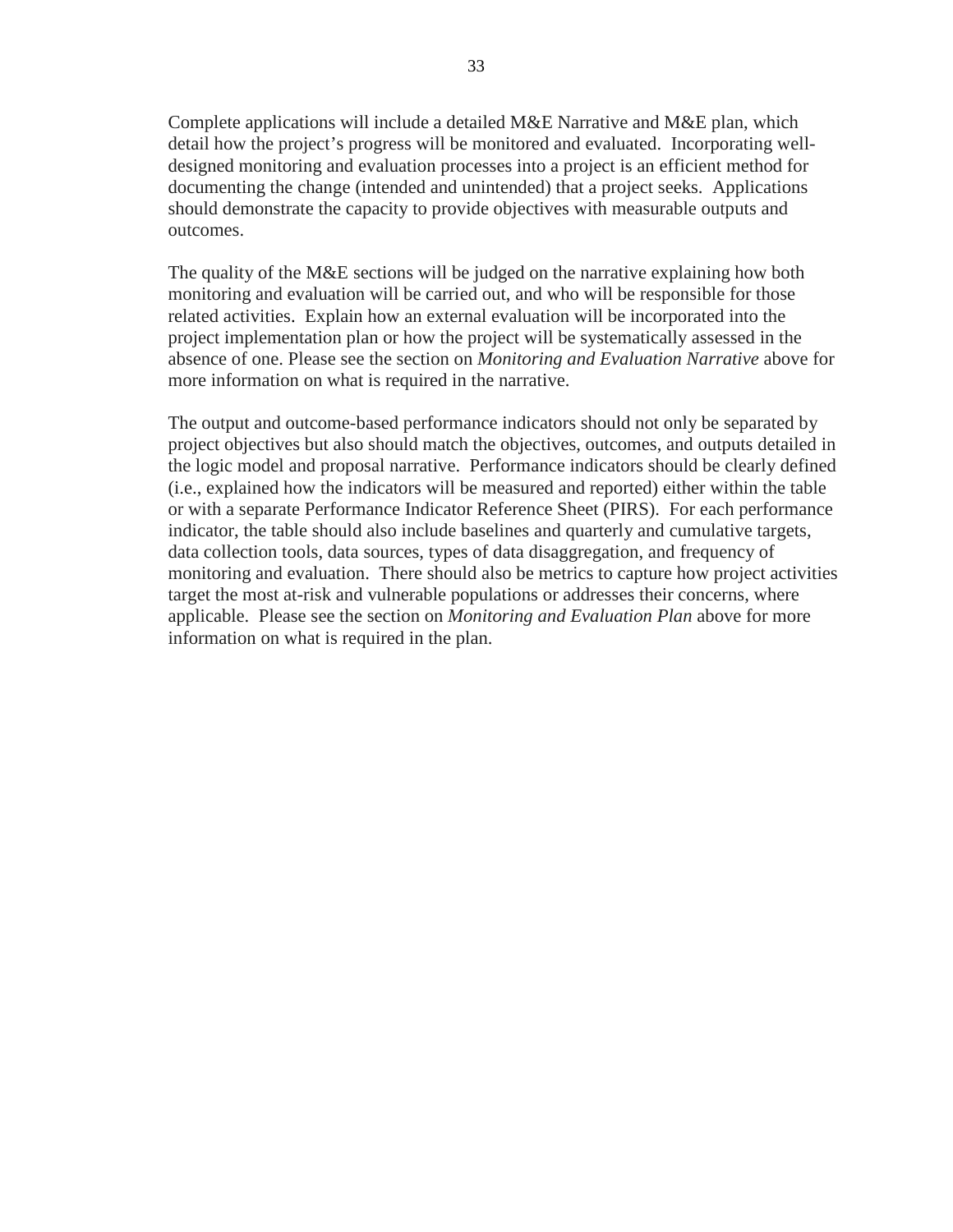Complete applications will include a detailed M&E Narrative and M&E plan, which detail how the project's progress will be monitored and evaluated. Incorporating well-designed monitoring and evaluation processes into a project is an efficient method for documenting the change (intended and unintended) that a project seeks. Applications should demonstrate the capacity to provide objectives with measurable outputs and outcomes.

The quality of the M&E sections will be judged on the narrative explaining how both monitoring and evaluation will be carried out, and who will be responsible for those related activities. Explain how an external evaluation will be incorporated into the project implementation plan or how the project will be systematically assessed in the absence of one. Please see the section on *Monitoring and Evaluation Narrative* above for more information on what is required in the narrative.

The output and outcome-based performance indicators should not only be separated by project objectives but also should match the objectives, outcomes, and outputs detailed in the logic model and proposal narrative. Performance indicators should be clearly defined (i.e., explained how the indicators will be measured and reported) either within the table or with a separate Performance Indicator Reference Sheet (PIRS). For each performance indicator, the table should also include baselines and quarterly and cumulative targets, data collection tools, data sources, types of data disaggregation, and frequency of monitoring and evaluation. There should also be metrics to capture how project activities target the most at-risk and vulnerable populations or addresses their concerns, where applicable. Please see the section on *Monitoring and Evaluation Plan* above for more information on what is required in the plan.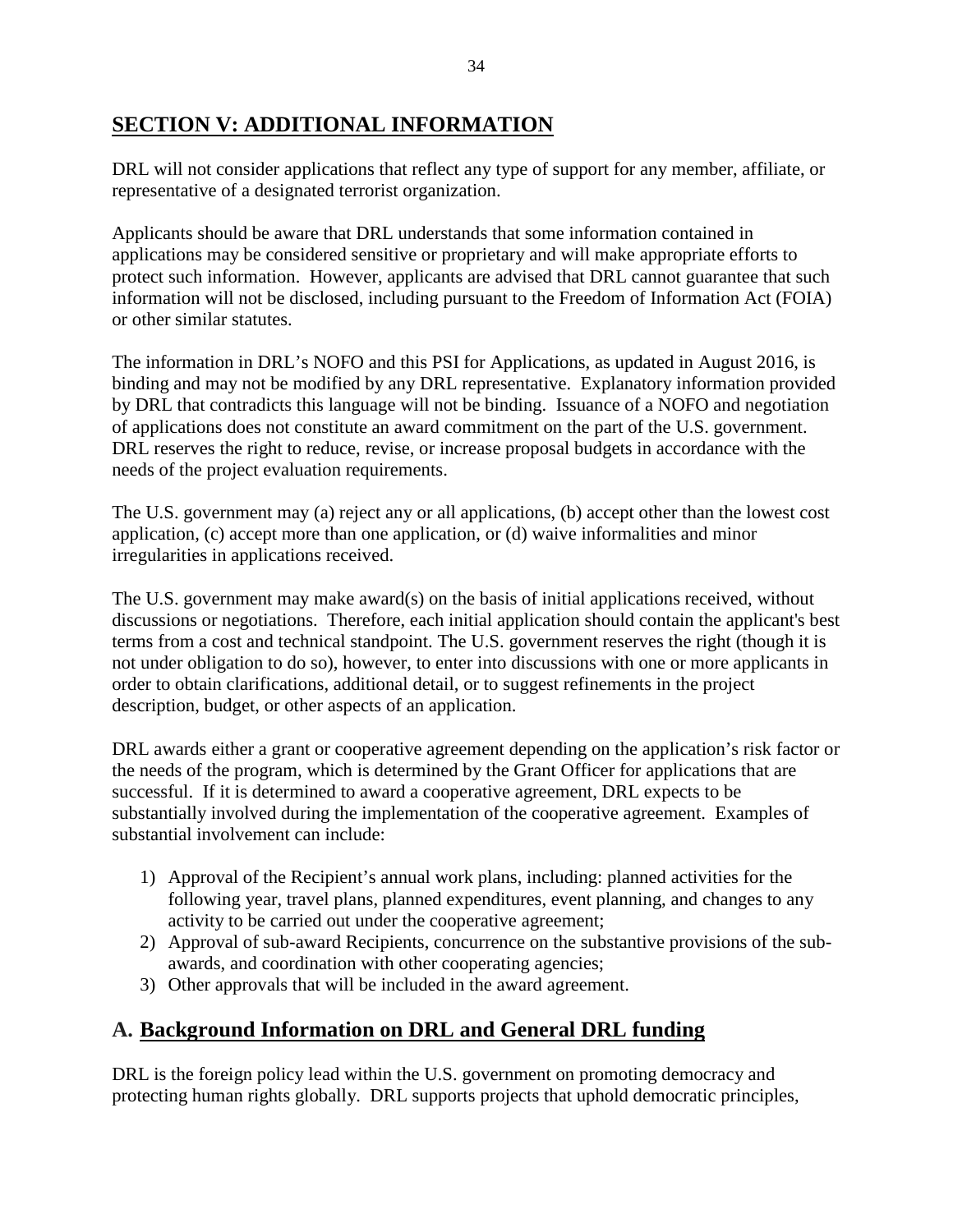## SECTION V: ADDITIONAL INFORMATION

DRL will not consider applications that reflect any type of support for any member, affiliate, or representative of a designated terrorist organization.

Applicants should be aware that DRL understands that some information contained in applications may be considered sensitive or proprietary and will make appropriate efforts to protect such information. However, applicants are advised that DRL cannot guarantee that such information will not be disclosed, including pursuant to the Freedom of Information Act (FOIA) or other similar statutes.

The information in DRL's NOFO and this PSI for Applications, as updated in August 2016, is binding and may not be modified by any DRL representative. Explanatory information provided by DRL that contradicts this language will not be binding. Issuance of a NOFO and negotiation of applications does not constitute an award commitment on the part of the U.S. government. DRL reserves the right to reduce, revise, or increase proposal budgets in accordance with the needs of the project evaluation requirements.

The U.S. government may (a) reject any or all applications, (b) accept other than the lowest cost application, (c) accept more than one application, or (d) waive informalities and minor irregularities in applications received.

The U.S. government may make award(s) on the basis of initial applications received, without discussions or negotiations. Therefore, each initial application should contain the applicant's best terms from a cost and technical standpoint. The U.S. government reserves the right (though it is not under obligation to do so), however, to enter into discussions with one or more applicants in order to obtain clarifications, additional detail, or to suggest refinements in the project description, budget, or other aspects of an application.

DRL awards either a grant or cooperative agreement depending on the application's risk factor or the needs of the program, which is determined by the Grant Officer for applications that are successful. If it is determined to award a cooperative agreement, DRL expects to be substantially involved during the implementation of the cooperative agreement. Examples of substantial involvement can include:

1) Approval of the Recipient's annual work plans, including: planned activities for the following year, travel plans, planned expenditures, event planning, and changes to any activity to be carried out under the cooperative agreement;
2) Approval of sub-award Recipients, concurrence on the substantive provisions of the sub-awards, and coordination with other cooperating agencies;
3) Other approvals that will be included in the award agreement.

### A. Background Information on DRL and General DRL funding

DRL is the foreign policy lead within the U.S. government on promoting democracy and protecting human rights globally. DRL supports projects that uphold democratic principles,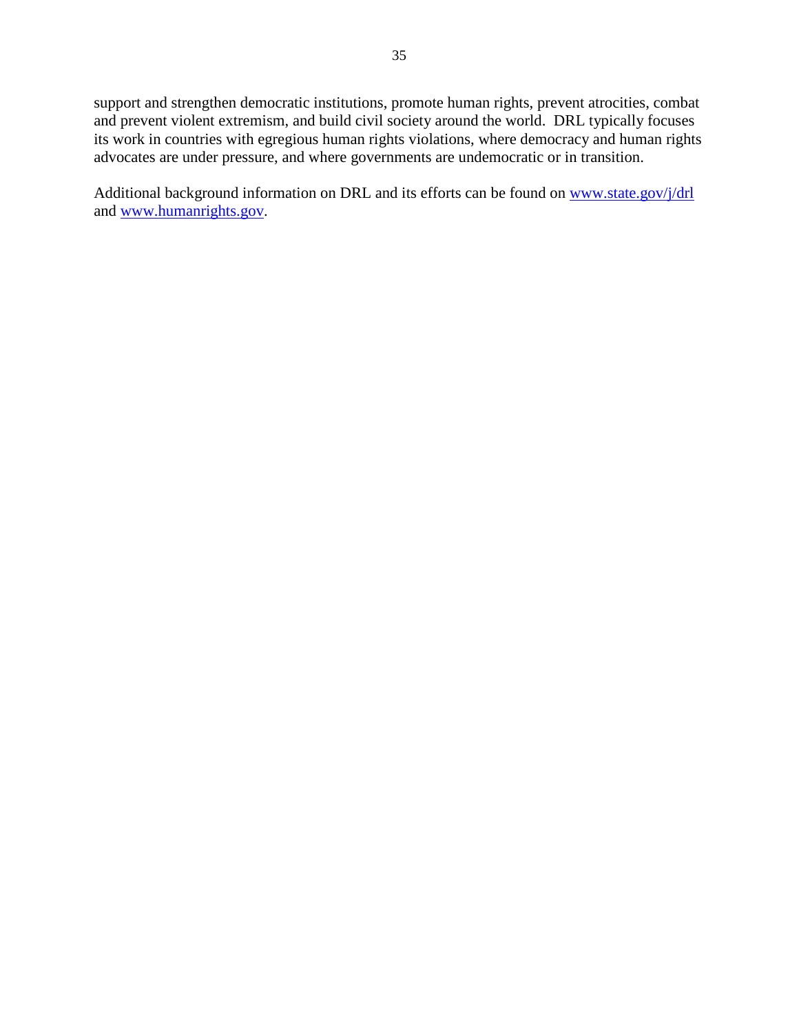support and strengthen democratic institutions, promote human rights, prevent atrocities, combat and prevent violent extremism, and build civil society around the world. DRL typically focuses its work in countries with egregious human rights violations, where democracy and human rights advocates are under pressure, and where governments are undemocratic or in transition.

Additional background information on DRL and its efforts can be found on [www.state.gov/j/drl](http://www.state.gov/j/drl) and [www.humanrights.gov](http://www.humanrights.gov).